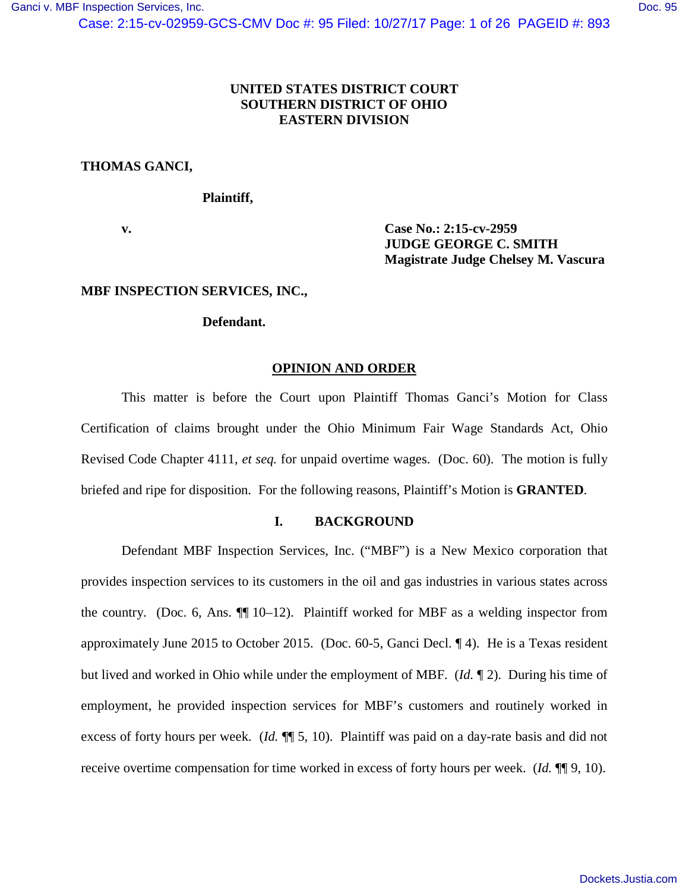**UNITED STATES DISTRICT COURT**
**SOUTHERN DISTRICT OF OHIO**
**EASTERN DIVISION**

**THOMAS GANCI,**

**Plaintiff,**

**v.**

**Case No.: 2:15-cv-2959**
**JUDGE GEORGE C. SMITH**
**Magistrate Judge Chelsey M. Vascura**

**MBF INSPECTION SERVICES, INC.,**

**Defendant.**

## OPINION AND ORDER

This matter is before the Court upon Plaintiff Thomas Ganci's Motion for Class Certification of claims brought under the Ohio Minimum Fair Wage Standards Act, Ohio Revised Code Chapter 4111, *et seq.* for unpaid overtime wages. (Doc. 60). The motion is fully briefed and ripe for disposition. For the following reasons, Plaintiff's Motion is **GRANTED**.

## I. BACKGROUND

Defendant MBF Inspection Services, Inc. ("MBF") is a New Mexico corporation that provides inspection services to its customers in the oil and gas industries in various states across the country. (Doc. 6, Ans. ¶¶ 10–12). Plaintiff worked for MBF as a welding inspector from approximately June 2015 to October 2015. (Doc. 60-5, Ganci Decl. ¶ 4). He is a Texas resident but lived and worked in Ohio while under the employment of MBF. (*Id.* ¶ 2). During his time of employment, he provided inspection services for MBF's customers and routinely worked in excess of forty hours per week. (*Id.* ¶¶ 5, 10). Plaintiff was paid on a day-rate basis and did not receive overtime compensation for time worked in excess of forty hours per week. (*Id.* ¶¶ 9, 10).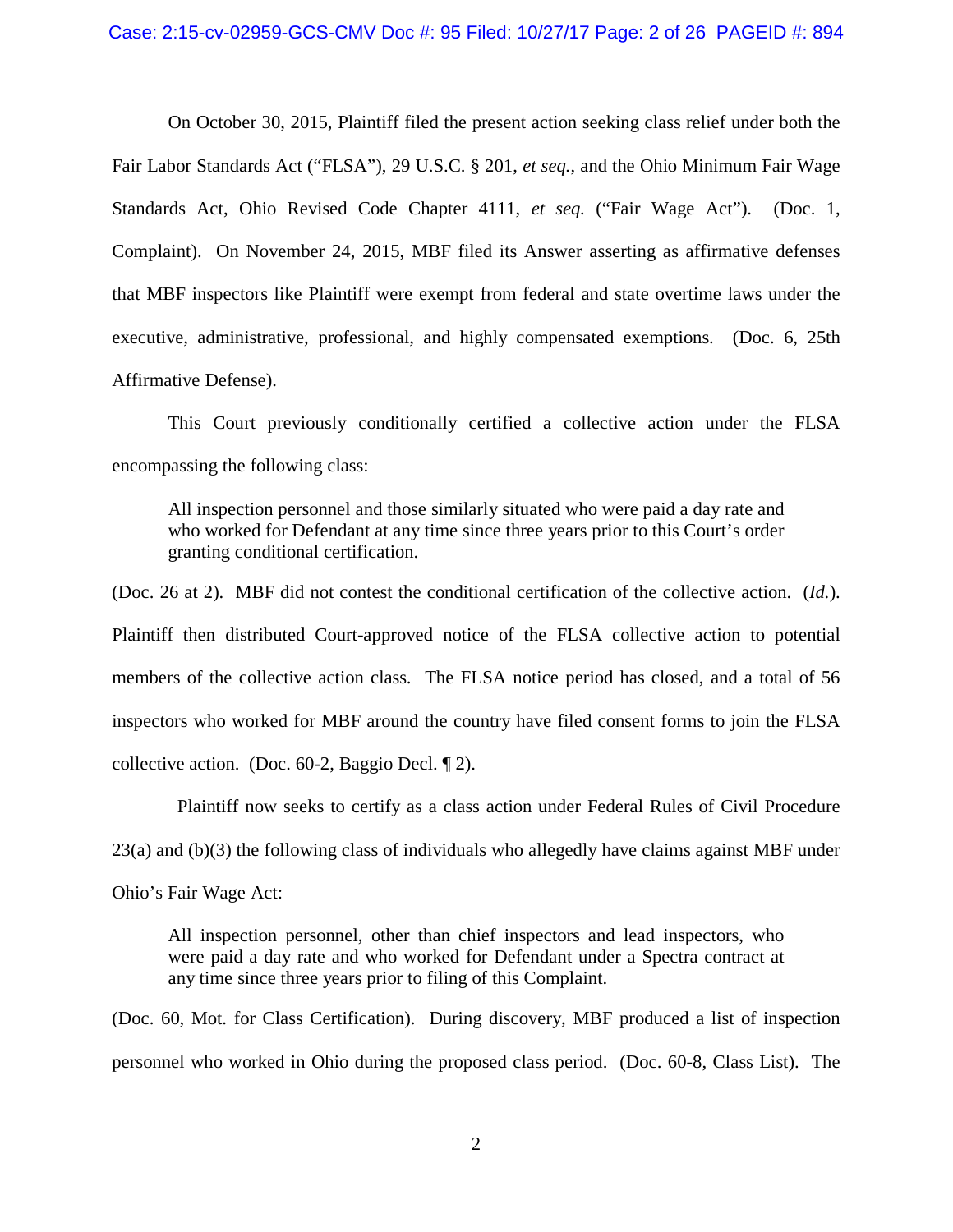On October 30, 2015, Plaintiff filed the present action seeking class relief under both the Fair Labor Standards Act ("FLSA"), 29 U.S.C. § 201, *et seq.*, and the Ohio Minimum Fair Wage Standards Act, Ohio Revised Code Chapter 4111, *et seq.* ("Fair Wage Act"). (Doc. 1, Complaint). On November 24, 2015, MBF filed its Answer asserting as affirmative defenses that MBF inspectors like Plaintiff were exempt from federal and state overtime laws under the executive, administrative, professional, and highly compensated exemptions. (Doc. 6, 25th Affirmative Defense).

This Court previously conditionally certified a collective action under the FLSA encompassing the following class:

> All inspection personnel and those similarly situated who were paid a day rate and who worked for Defendant at any time since three years prior to this Court's order granting conditional certification.

(Doc. 26 at 2). MBF did not contest the conditional certification of the collective action. (*Id.*). Plaintiff then distributed Court-approved notice of the FLSA collective action to potential members of the collective action class. The FLSA notice period has closed, and a total of 56 inspectors who worked for MBF around the country have filed consent forms to join the FLSA collective action. (Doc. 60-2, Baggio Decl. ¶ 2).

Plaintiff now seeks to certify as a class action under Federal Rules of Civil Procedure 23(a) and (b)(3) the following class of individuals who allegedly have claims against MBF under Ohio's Fair Wage Act:

> All inspection personnel, other than chief inspectors and lead inspectors, who were paid a day rate and who worked for Defendant under a Spectra contract at any time since three years prior to filing of this Complaint.

(Doc. 60, Mot. for Class Certification). During discovery, MBF produced a list of inspection personnel who worked in Ohio during the proposed class period. (Doc. 60-8, Class List). The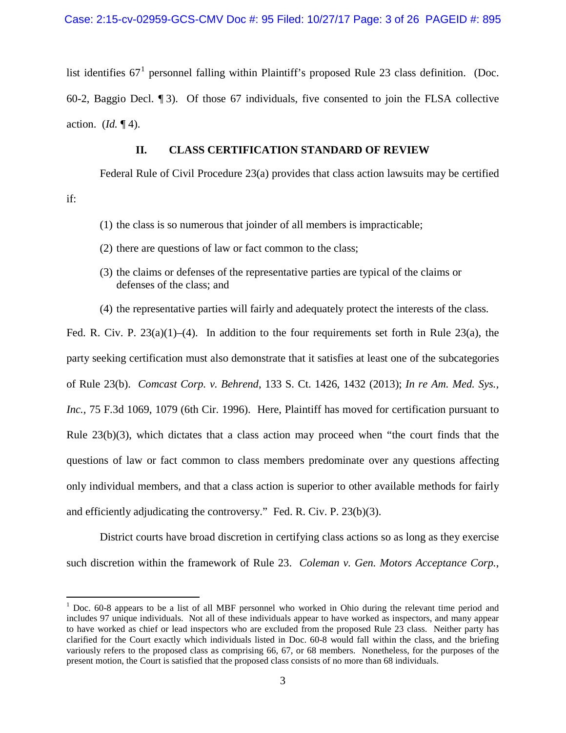list identifies 67[1] personnel falling within Plaintiff's proposed Rule 23 class definition. (Doc. 60-2, Baggio Decl. ¶ 3). Of those 67 individuals, five consented to join the FLSA collective action. (*Id.* ¶ 4).

## II. CLASS CERTIFICATION STANDARD OF REVIEW

Federal Rule of Civil Procedure 23(a) provides that class action lawsuits may be certified if:

> (1) the class is so numerous that joinder of all members is impracticable;
>
> (2) there are questions of law or fact common to the class;
>
> (3) the claims or defenses of the representative parties are typical of the claims or defenses of the class; and
>
> (4) the representative parties will fairly and adequately protect the interests of the class.

Fed. R. Civ. P. 23(a)(1)–(4). In addition to the four requirements set forth in Rule 23(a), the party seeking certification must also demonstrate that it satisfies at least one of the subcategories of Rule 23(b). *Comcast Corp. v. Behrend*, 133 S. Ct. 1426, 1432 (2013); *In re Am. Med. Sys., Inc.*, 75 F.3d 1069, 1079 (6th Cir. 1996). Here, Plaintiff has moved for certification pursuant to Rule 23(b)(3), which dictates that a class action may proceed when "the court finds that the questions of law or fact common to class members predominate over any questions affecting only individual members, and that a class action is superior to other available methods for fairly and efficiently adjudicating the controversy." Fed. R. Civ. P. 23(b)(3).

District courts have broad discretion in certifying class actions so as long as they exercise such discretion within the framework of Rule 23. *Coleman v. Gen. Motors Acceptance Corp.*,

---

[1] Doc. 60-8 appears to be a list of all MBF personnel who worked in Ohio during the relevant time period and includes 97 unique individuals. Not all of these individuals appear to have worked as inspectors, and many appear to have worked as chief or lead inspectors who are excluded from the proposed Rule 23 class. Neither party has clarified for the Court exactly which individuals listed in Doc. 60-8 would fall within the class, and the briefing variously refers to the proposed class as comprising 66, 67, or 68 members. Nonetheless, for the purposes of the present motion, the Court is satisfied that the proposed class consists of no more than 68 individuals.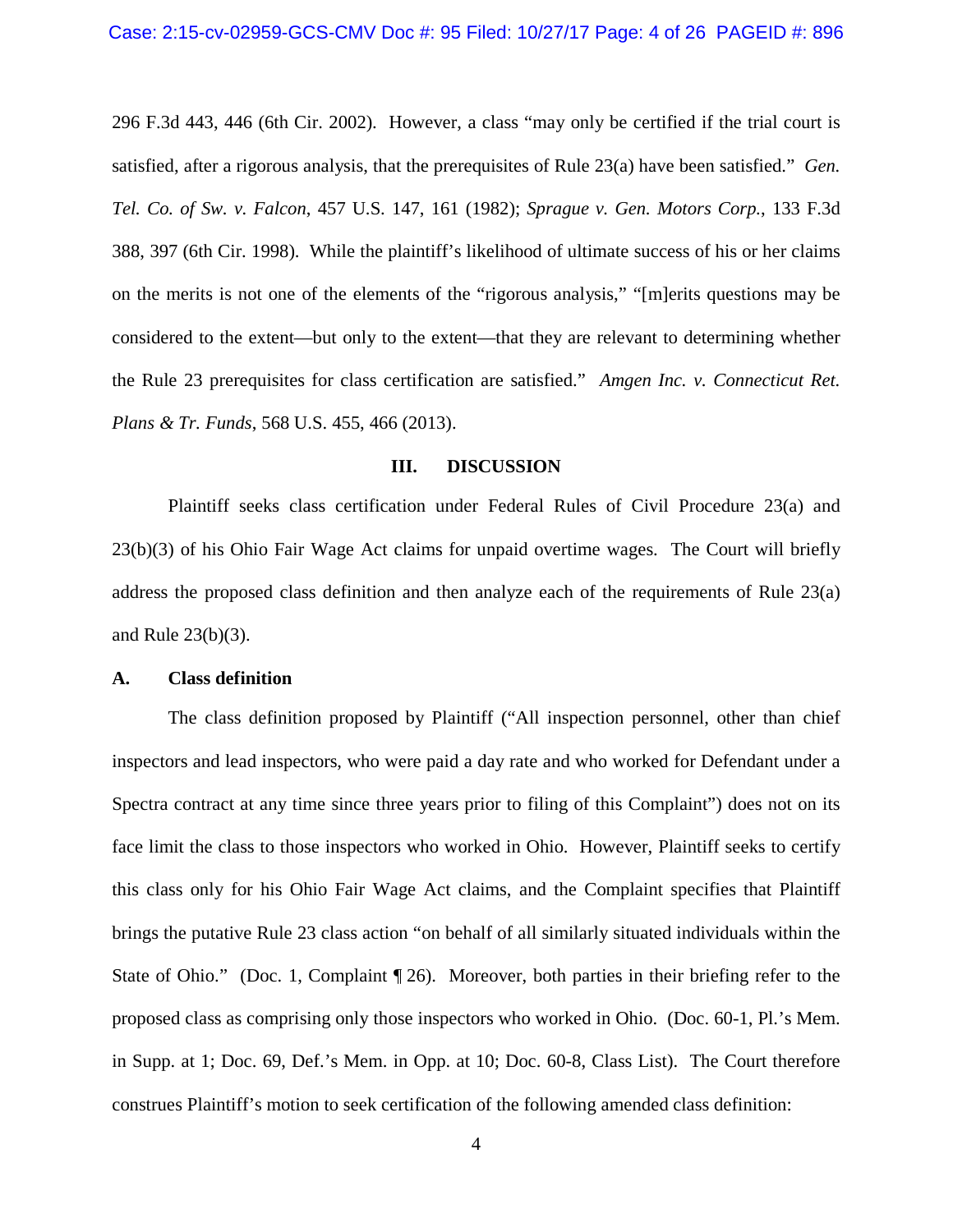296 F.3d 443, 446 (6th Cir. 2002). However, a class "may only be certified if the trial court is satisfied, after a rigorous analysis, that the prerequisites of Rule 23(a) have been satisfied." *Gen. Tel. Co. of Sw. v. Falcon*, 457 U.S. 147, 161 (1982); *Sprague v. Gen. Motors Corp.*, 133 F.3d 388, 397 (6th Cir. 1998). While the plaintiff's likelihood of ultimate success of his or her claims on the merits is not one of the elements of the "rigorous analysis," "[m]erits questions may be considered to the extent—but only to the extent—that they are relevant to determining whether the Rule 23 prerequisites for class certification are satisfied." *Amgen Inc. v. Connecticut Ret. Plans & Tr. Funds*, 568 U.S. 455, 466 (2013).

## III. DISCUSSION

Plaintiff seeks class certification under Federal Rules of Civil Procedure 23(a) and 23(b)(3) of his Ohio Fair Wage Act claims for unpaid overtime wages. The Court will briefly address the proposed class definition and then analyze each of the requirements of Rule 23(a) and Rule 23(b)(3).

### A. Class definition

The class definition proposed by Plaintiff ("All inspection personnel, other than chief inspectors and lead inspectors, who were paid a day rate and who worked for Defendant under a Spectra contract at any time since three years prior to filing of this Complaint") does not on its face limit the class to those inspectors who worked in Ohio. However, Plaintiff seeks to certify this class only for his Ohio Fair Wage Act claims, and the Complaint specifies that Plaintiff brings the putative Rule 23 class action "on behalf of all similarly situated individuals within the State of Ohio." (Doc. 1, Complaint ¶ 26). Moreover, both parties in their briefing refer to the proposed class as comprising only those inspectors who worked in Ohio. (Doc. 60-1, Pl.'s Mem. in Supp. at 1; Doc. 69, Def.'s Mem. in Opp. at 10; Doc. 60-8, Class List). The Court therefore construes Plaintiff's motion to seek certification of the following amended class definition: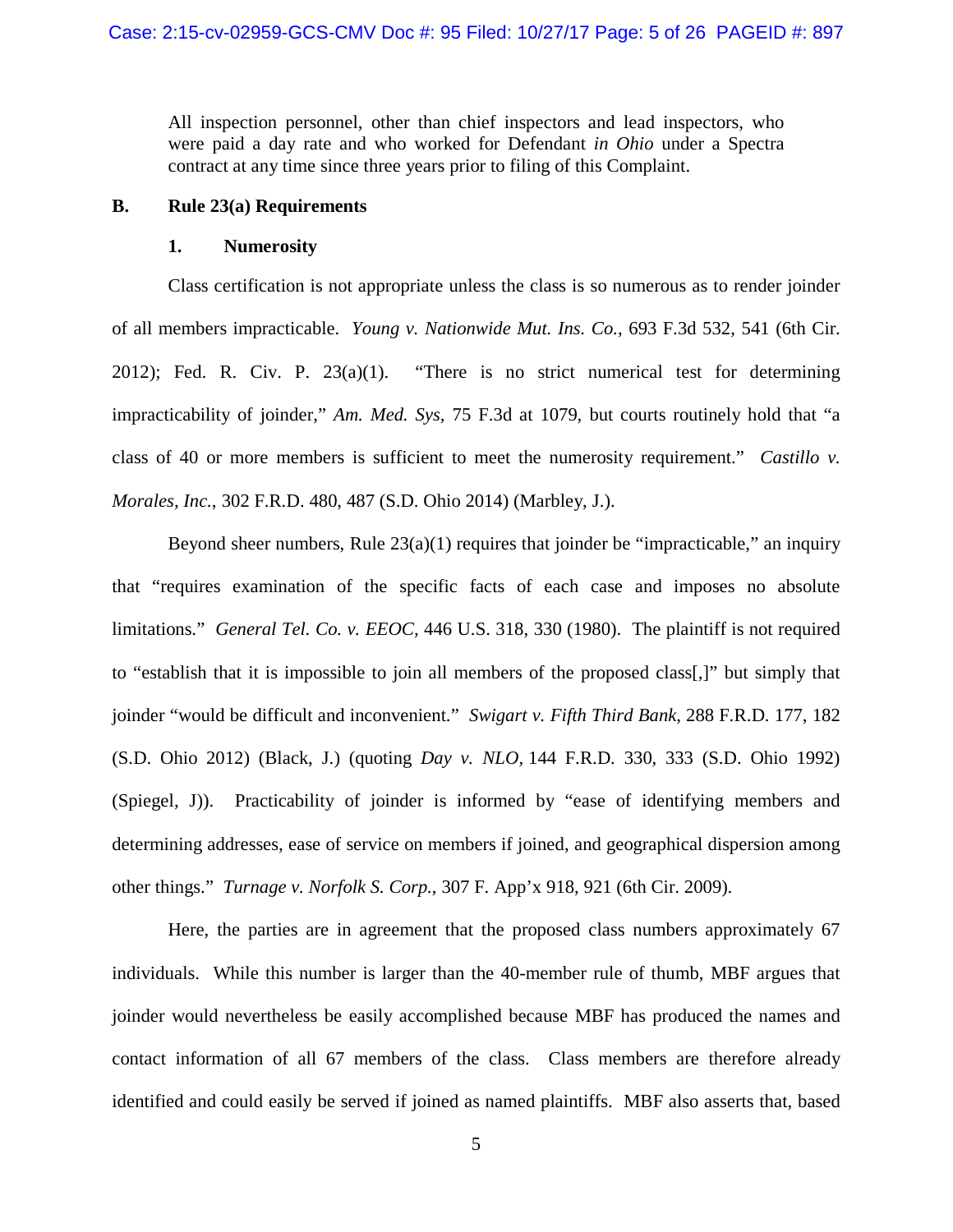All inspection personnel, other than chief inspectors and lead inspectors, who were paid a day rate and who worked for Defendant *in Ohio* under a Spectra contract at any time since three years prior to filing of this Complaint.

### B. Rule 23(a) Requirements

#### 1. Numerosity

Class certification is not appropriate unless the class is so numerous as to render joinder of all members impracticable. *Young v. Nationwide Mut. Ins. Co.*, 693 F.3d 532, 541 (6th Cir. 2012); Fed. R. Civ. P. 23(a)(1). "There is no strict numerical test for determining impracticability of joinder," *Am. Med. Sys*, 75 F.3d at 1079, but courts routinely hold that "a class of 40 or more members is sufficient to meet the numerosity requirement." *Castillo v. Morales, Inc.*, 302 F.R.D. 480, 487 (S.D. Ohio 2014) (Marbley, J.).

Beyond sheer numbers, Rule 23(a)(1) requires that joinder be "impracticable," an inquiry that "requires examination of the specific facts of each case and imposes no absolute limitations." *General Tel. Co. v. EEOC*, 446 U.S. 318, 330 (1980). The plaintiff is not required to "establish that it is impossible to join all members of the proposed class[,]" but simply that joinder "would be difficult and inconvenient." *Swigart v. Fifth Third Bank*, 288 F.R.D. 177, 182 (S.D. Ohio 2012) (Black, J.) (quoting *Day v. NLO*, 144 F.R.D. 330, 333 (S.D. Ohio 1992) (Spiegel, J)). Practicability of joinder is informed by "ease of identifying members and determining addresses, ease of service on members if joined, and geographical dispersion among other things." *Turnage v. Norfolk S. Corp.*, 307 F. App'x 918, 921 (6th Cir. 2009).

Here, the parties are in agreement that the proposed class numbers approximately 67 individuals. While this number is larger than the 40-member rule of thumb, MBF argues that joinder would nevertheless be easily accomplished because MBF has produced the names and contact information of all 67 members of the class. Class members are therefore already identified and could easily be served if joined as named plaintiffs. MBF also asserts that, based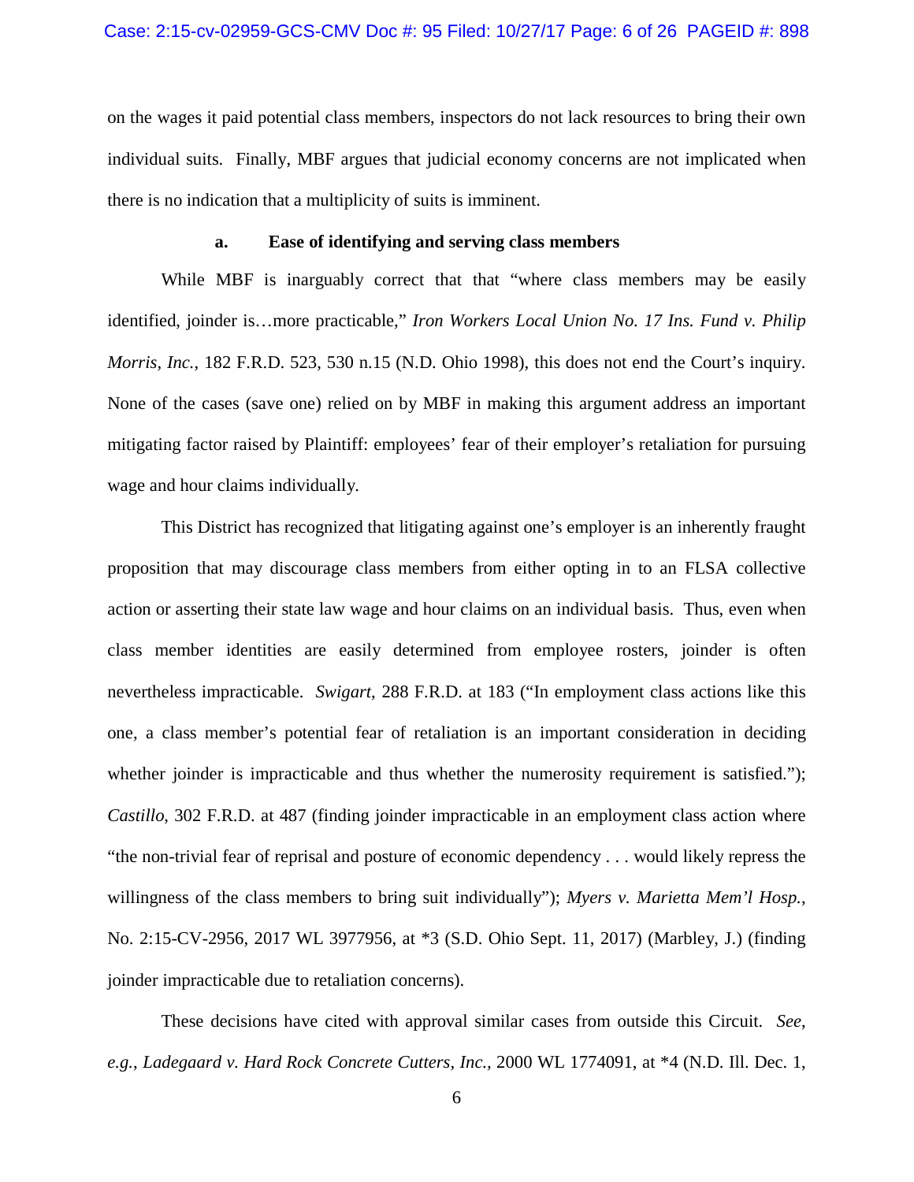on the wages it paid potential class members, inspectors do not lack resources to bring their own individual suits. Finally, MBF argues that judicial economy concerns are not implicated when there is no indication that a multiplicity of suits is imminent.

**a. Ease of identifying and serving class members**

While MBF is inarguably correct that that "where class members may be easily identified, joinder is…more practicable," *Iron Workers Local Union No. 17 Ins. Fund v. Philip Morris, Inc.*, 182 F.R.D. 523, 530 n.15 (N.D. Ohio 1998), this does not end the Court's inquiry. None of the cases (save one) relied on by MBF in making this argument address an important mitigating factor raised by Plaintiff: employees' fear of their employer's retaliation for pursuing wage and hour claims individually.

This District has recognized that litigating against one's employer is an inherently fraught proposition that may discourage class members from either opting in to an FLSA collective action or asserting their state law wage and hour claims on an individual basis. Thus, even when class member identities are easily determined from employee rosters, joinder is often nevertheless impracticable. *Swigart*, 288 F.R.D. at 183 ("In employment class actions like this one, a class member's potential fear of retaliation is an important consideration in deciding whether joinder is impracticable and thus whether the numerosity requirement is satisfied."); *Castillo*, 302 F.R.D. at 487 (finding joinder impracticable in an employment class action where "the non-trivial fear of reprisal and posture of economic dependency . . . would likely repress the willingness of the class members to bring suit individually"); *Myers v. Marietta Mem'l Hosp.*, No. 2:15-CV-2956, 2017 WL 3977956, at *3 (S.D. Ohio Sept. 11, 2017) (Marbley, J.) (finding joinder impracticable due to retaliation concerns).

These decisions have cited with approval similar cases from outside this Circuit. *See, e.g.*, *Ladegaard v. Hard Rock Concrete Cutters, Inc.*, 2000 WL 1774091, at *4 (N.D. Ill. Dec. 1,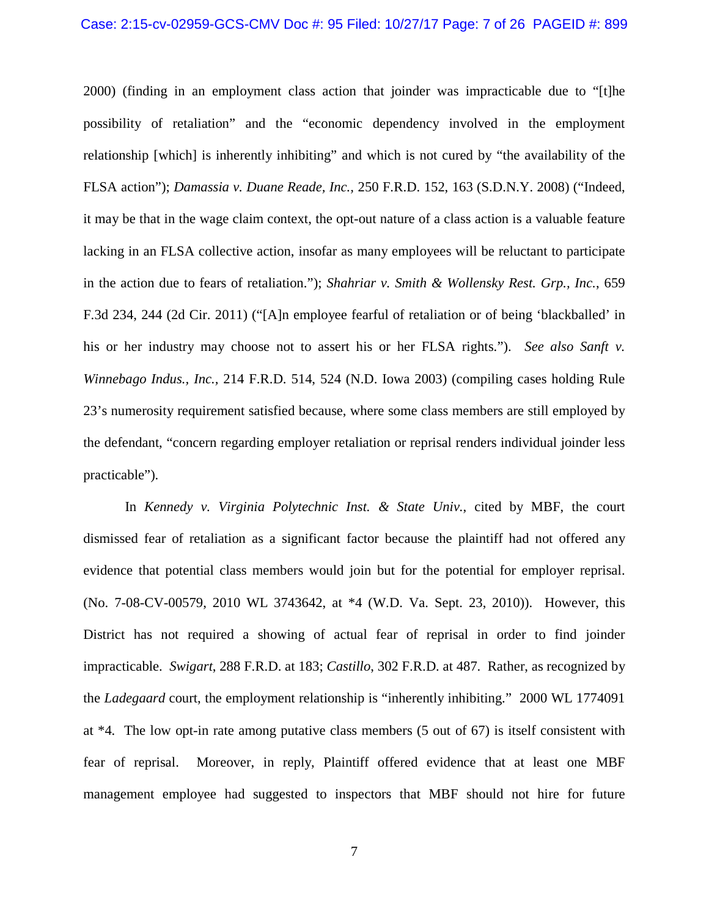2000) (finding in an employment class action that joinder was impracticable due to "[t]he possibility of retaliation" and the "economic dependency involved in the employment relationship [which] is inherently inhibiting" and which is not cured by "the availability of the FLSA action"); *Damassia v. Duane Reade, Inc.*, 250 F.R.D. 152, 163 (S.D.N.Y. 2008) ("Indeed, it may be that in the wage claim context, the opt-out nature of a class action is a valuable feature lacking in an FLSA collective action, insofar as many employees will be reluctant to participate in the action due to fears of retaliation."); *Shahriar v. Smith & Wollensky Rest. Grp., Inc.*, 659 F.3d 234, 244 (2d Cir. 2011) ("[A]n employee fearful of retaliation or of being 'blackballed' in his or her industry may choose not to assert his or her FLSA rights."). *See also Sanft v. Winnebago Indus., Inc.*, 214 F.R.D. 514, 524 (N.D. Iowa 2003) (compiling cases holding Rule 23's numerosity requirement satisfied because, where some class members are still employed by the defendant, "concern regarding employer retaliation or reprisal renders individual joinder less practicable").

In *Kennedy v. Virginia Polytechnic Inst. & State Univ.*, cited by MBF, the court dismissed fear of retaliation as a significant factor because the plaintiff had not offered any evidence that potential class members would join but for the potential for employer reprisal. (No. 7-08-CV-00579, 2010 WL 3743642, at *4 (W.D. Va. Sept. 23, 2010)). However, this District has not required a showing of actual fear of reprisal in order to find joinder impracticable. *Swigart*, 288 F.R.D. at 183; *Castillo*, 302 F.R.D. at 487. Rather, as recognized by the *Ladegaard* court, the employment relationship is "inherently inhibiting." 2000 WL 1774091 at *4. The low opt-in rate among putative class members (5 out of 67) is itself consistent with fear of reprisal. Moreover, in reply, Plaintiff offered evidence that at least one MBF management employee had suggested to inspectors that MBF should not hire for future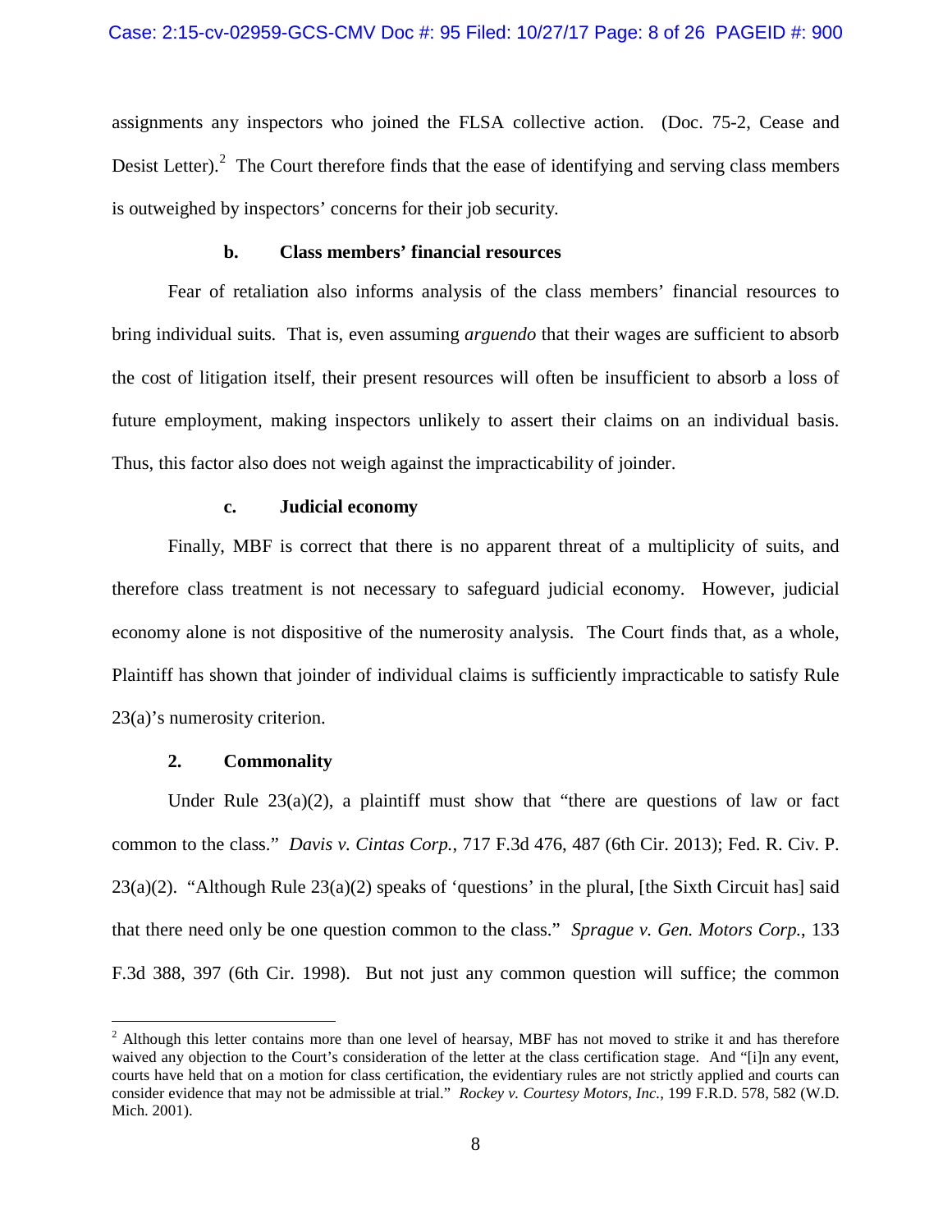assignments any inspectors who joined the FLSA collective action. (Doc. 75-2, Cease and Desist Letter).[2] The Court therefore finds that the ease of identifying and serving class members is outweighed by inspectors' concerns for their job security.

#### b. Class members' financial resources

Fear of retaliation also informs analysis of the class members' financial resources to bring individual suits. That is, even assuming *arguendo* that their wages are sufficient to absorb the cost of litigation itself, their present resources will often be insufficient to absorb a loss of future employment, making inspectors unlikely to assert their claims on an individual basis. Thus, this factor also does not weigh against the impracticability of joinder.

#### c. Judicial economy

Finally, MBF is correct that there is no apparent threat of a multiplicity of suits, and therefore class treatment is not necessary to safeguard judicial economy. However, judicial economy alone is not dispositive of the numerosity analysis. The Court finds that, as a whole, Plaintiff has shown that joinder of individual claims is sufficiently impracticable to satisfy Rule 23(a)'s numerosity criterion.

### 2. Commonality

Under Rule 23(a)(2), a plaintiff must show that "there are questions of law or fact common to the class." *Davis v. Cintas Corp.*, 717 F.3d 476, 487 (6th Cir. 2013); Fed. R. Civ. P. 23(a)(2). "Although Rule 23(a)(2) speaks of 'questions' in the plural, [the Sixth Circuit has] said that there need only be one question common to the class." *Sprague v. Gen. Motors Corp.*, 133 F.3d 388, 397 (6th Cir. 1998). But not just any common question will suffice; the common

---

[2] Although this letter contains more than one level of hearsay, MBF has not moved to strike it and has therefore waived any objection to the Court's consideration of the letter at the class certification stage. And "[i]n any event, courts have held that on a motion for class certification, the evidentiary rules are not strictly applied and courts can consider evidence that may not be admissible at trial." *Rockey v. Courtesy Motors, Inc.*, 199 F.R.D. 578, 582 (W.D. Mich. 2001).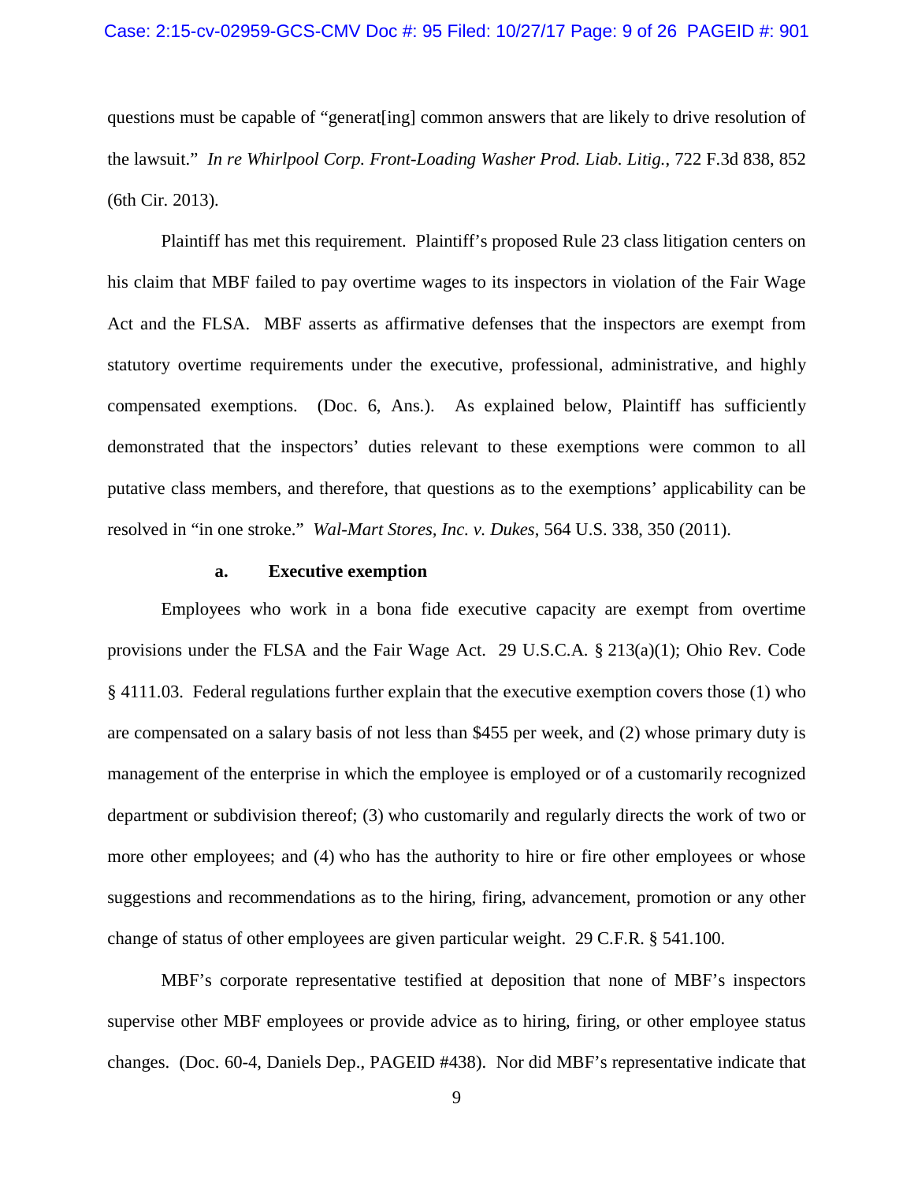questions must be capable of "generat[ing] common answers that are likely to drive resolution of the lawsuit." *In re Whirlpool Corp. Front-Loading Washer Prod. Liab. Litig.*, 722 F.3d 838, 852 (6th Cir. 2013).

Plaintiff has met this requirement. Plaintiff's proposed Rule 23 class litigation centers on his claim that MBF failed to pay overtime wages to its inspectors in violation of the Fair Wage Act and the FLSA. MBF asserts as affirmative defenses that the inspectors are exempt from statutory overtime requirements under the executive, professional, administrative, and highly compensated exemptions. (Doc. 6, Ans.). As explained below, Plaintiff has sufficiently demonstrated that the inspectors' duties relevant to these exemptions were common to all putative class members, and therefore, that questions as to the exemptions' applicability can be resolved in "in one stroke." *Wal-Mart Stores, Inc. v. Dukes*, 564 U.S. 338, 350 (2011).

**a. Executive exemption**

Employees who work in a bona fide executive capacity are exempt from overtime provisions under the FLSA and the Fair Wage Act. 29 U.S.C.A. § 213(a)(1); Ohio Rev. Code § 4111.03. Federal regulations further explain that the executive exemption covers those (1) who are compensated on a salary basis of not less than $455 per week, and (2) whose primary duty is management of the enterprise in which the employee is employed or of a customarily recognized department or subdivision thereof; (3) who customarily and regularly directs the work of two or more other employees; and (4) who has the authority to hire or fire other employees or whose suggestions and recommendations as to the hiring, firing, advancement, promotion or any other change of status of other employees are given particular weight. 29 C.F.R. § 541.100.

MBF's corporate representative testified at deposition that none of MBF's inspectors supervise other MBF employees or provide advice as to hiring, firing, or other employee status changes. (Doc. 60-4, Daniels Dep., PAGEID #438). Nor did MBF's representative indicate that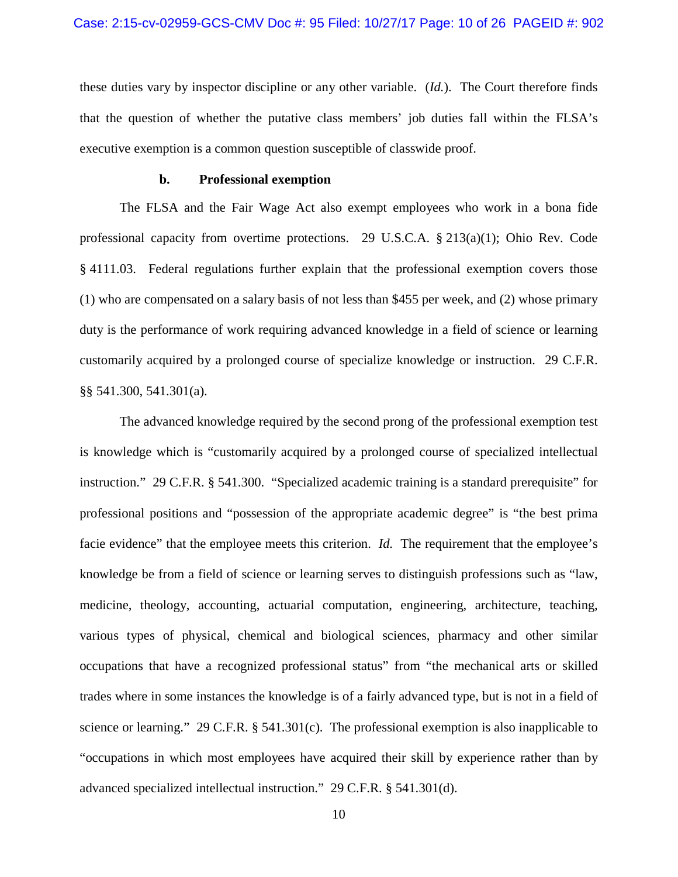these duties vary by inspector discipline or any other variable. (*Id.*). The Court therefore finds that the question of whether the putative class members' job duties fall within the FLSA's executive exemption is a common question susceptible of classwide proof.

**b. Professional exemption**

The FLSA and the Fair Wage Act also exempt employees who work in a bona fide professional capacity from overtime protections. 29 U.S.C.A. § 213(a)(1); Ohio Rev. Code § 4111.03. Federal regulations further explain that the professional exemption covers those (1) who are compensated on a salary basis of not less than $455 per week, and (2) whose primary duty is the performance of work requiring advanced knowledge in a field of science or learning customarily acquired by a prolonged course of specialize knowledge or instruction. 29 C.F.R. §§ 541.300, 541.301(a).

The advanced knowledge required by the second prong of the professional exemption test is knowledge which is "customarily acquired by a prolonged course of specialized intellectual instruction." 29 C.F.R. § 541.300. "Specialized academic training is a standard prerequisite" for professional positions and "possession of the appropriate academic degree" is "the best prima facie evidence" that the employee meets this criterion. *Id.* The requirement that the employee's knowledge be from a field of science or learning serves to distinguish professions such as "law, medicine, theology, accounting, actuarial computation, engineering, architecture, teaching, various types of physical, chemical and biological sciences, pharmacy and other similar occupations that have a recognized professional status" from "the mechanical arts or skilled trades where in some instances the knowledge is of a fairly advanced type, but is not in a field of science or learning." 29 C.F.R. § 541.301(c). The professional exemption is also inapplicable to "occupations in which most employees have acquired their skill by experience rather than by advanced specialized intellectual instruction." 29 C.F.R. § 541.301(d).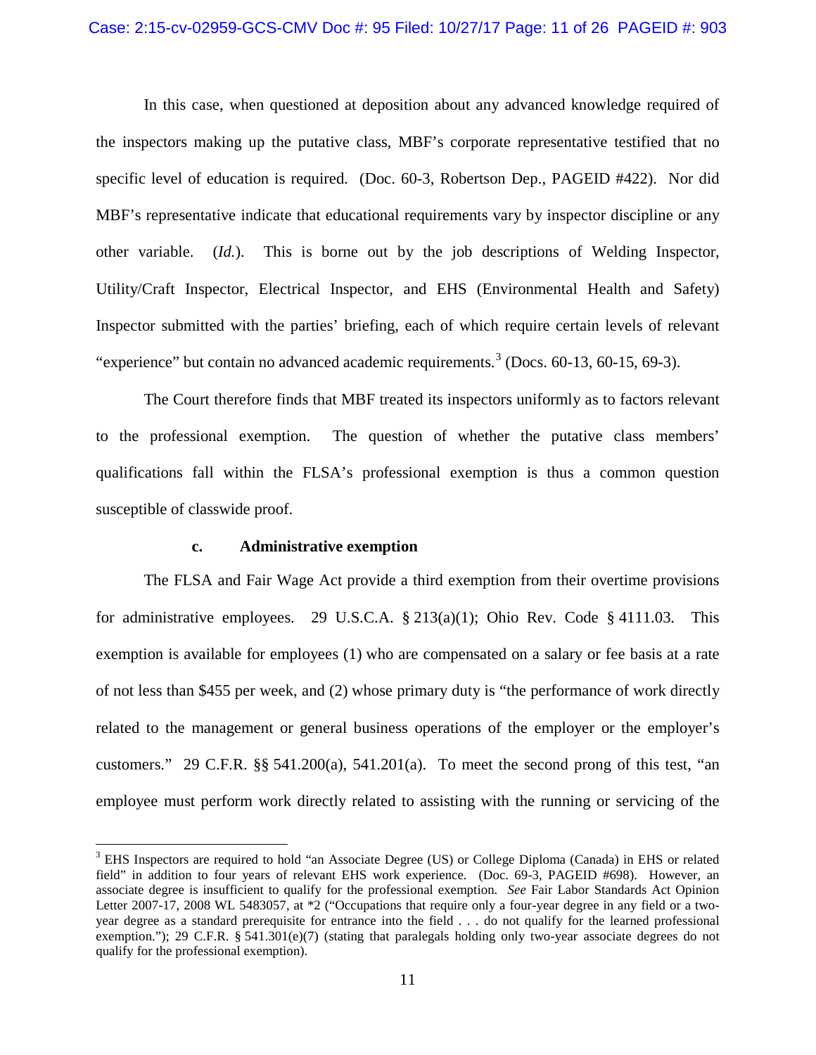In this case, when questioned at deposition about any advanced knowledge required of the inspectors making up the putative class, MBF's corporate representative testified that no specific level of education is required. (Doc. 60-3, Robertson Dep., PAGEID #422). Nor did MBF's representative indicate that educational requirements vary by inspector discipline or any other variable. (*Id.*). This is borne out by the job descriptions of Welding Inspector, Utility/Craft Inspector, Electrical Inspector, and EHS (Environmental Health and Safety) Inspector submitted with the parties' briefing, each of which require certain levels of relevant "experience" but contain no advanced academic requirements.[3] (Docs. 60-13, 60-15, 69-3).

The Court therefore finds that MBF treated its inspectors uniformly as to factors relevant to the professional exemption. The question of whether the putative class members' qualifications fall within the FLSA's professional exemption is thus a common question susceptible of classwide proof.

### c. Administrative exemption

The FLSA and Fair Wage Act provide a third exemption from their overtime provisions for administrative employees. 29 U.S.C.A. § 213(a)(1); Ohio Rev. Code § 4111.03. This exemption is available for employees (1) who are compensated on a salary or fee basis at a rate of not less than $455 per week, and (2) whose primary duty is "the performance of work directly related to the management or general business operations of the employer or the employer's customers." 29 C.F.R. §§ 541.200(a), 541.201(a). To meet the second prong of this test, "an employee must perform work directly related to assisting with the running or servicing of the

---

[3] EHS Inspectors are required to hold "an Associate Degree (US) or College Diploma (Canada) in EHS or related field" in addition to four years of relevant EHS work experience. (Doc. 69-3, PAGEID #698). However, an associate degree is insufficient to qualify for the professional exemption. *See* Fair Labor Standards Act Opinion Letter 2007-17, 2008 WL 5483057, at *2 ("Occupations that require only a four-year degree in any field or a two-year degree as a standard prerequisite for entrance into the field . . . do not qualify for the learned professional exemption."); 29 C.F.R. § 541.301(e)(7) (stating that paralegals holding only two-year associate degrees do not qualify for the professional exemption).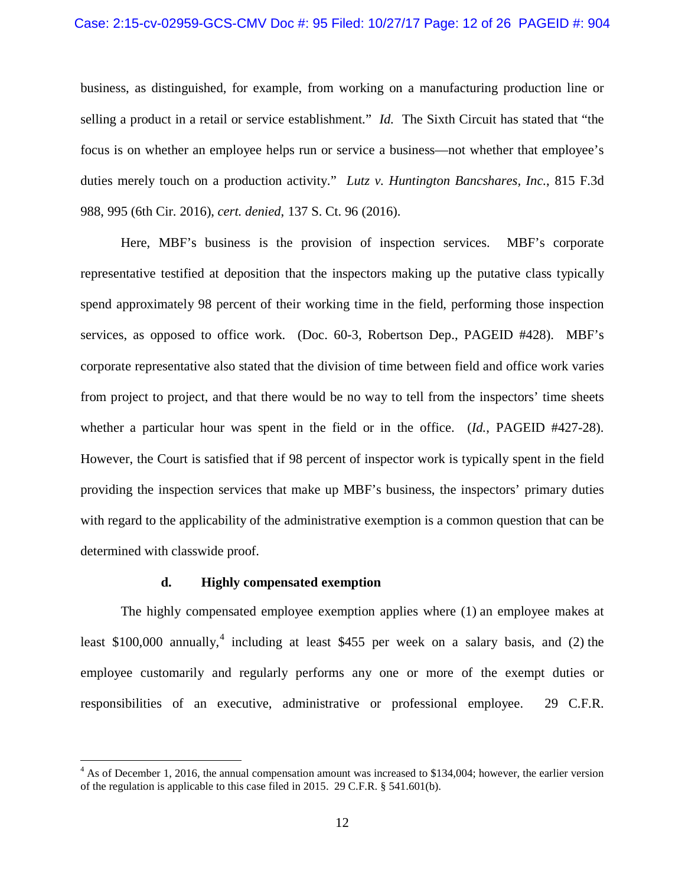business, as distinguished, for example, from working on a manufacturing production line or selling a product in a retail or service establishment." *Id.* The Sixth Circuit has stated that "the focus is on whether an employee helps run or service a business—not whether that employee's duties merely touch on a production activity." *Lutz v. Huntington Bancshares, Inc.*, 815 F.3d 988, 995 (6th Cir. 2016), *cert. denied*, 137 S. Ct. 96 (2016).

Here, MBF's business is the provision of inspection services. MBF's corporate representative testified at deposition that the inspectors making up the putative class typically spend approximately 98 percent of their working time in the field, performing those inspection services, as opposed to office work. (Doc. 60-3, Robertson Dep., PAGEID #428). MBF's corporate representative also stated that the division of time between field and office work varies from project to project, and that there would be no way to tell from the inspectors' time sheets whether a particular hour was spent in the field or in the office. (*Id.*, PAGEID #427-28). However, the Court is satisfied that if 98 percent of inspector work is typically spent in the field providing the inspection services that make up MBF's business, the inspectors' primary duties with regard to the applicability of the administrative exemption is a common question that can be determined with classwide proof.

**d. Highly compensated exemption**

The highly compensated employee exemption applies where (1) an employee makes at least $100,000 annually,[4] including at least $455 per week on a salary basis, and (2) the employee customarily and regularly performs any one or more of the exempt duties or responsibilities of an executive, administrative or professional employee. 29 C.F.R.

---

[4] As of December 1, 2016, the annual compensation amount was increased to $134,004; however, the earlier version of the regulation is applicable to this case filed in 2015. 29 C.F.R. § 541.601(b).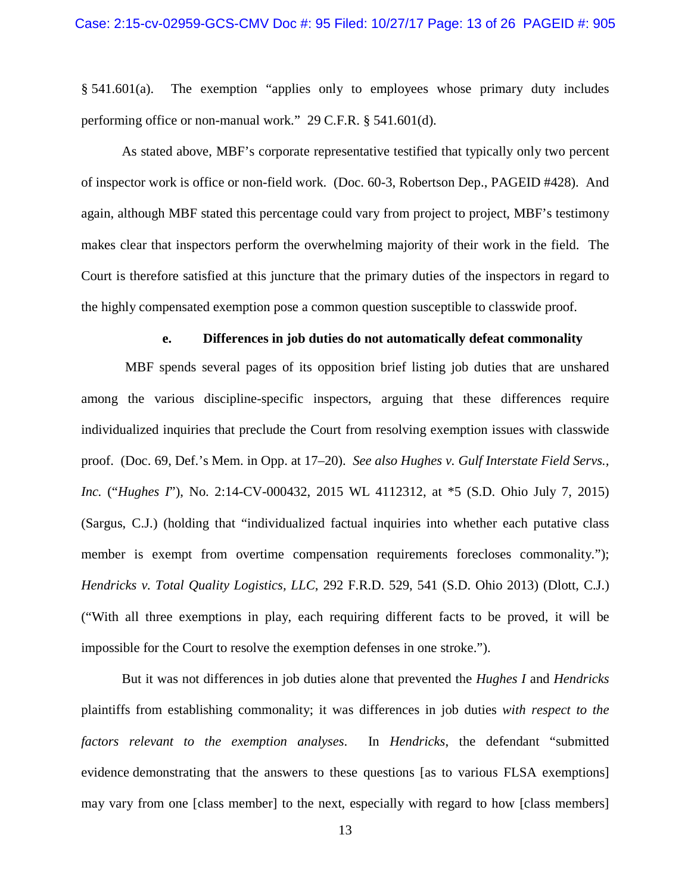§ 541.601(a). The exemption "applies only to employees whose primary duty includes performing office or non-manual work." 29 C.F.R. § 541.601(d).

As stated above, MBF's corporate representative testified that typically only two percent of inspector work is office or non-field work. (Doc. 60-3, Robertson Dep., PAGEID #428). And again, although MBF stated this percentage could vary from project to project, MBF's testimony makes clear that inspectors perform the overwhelming majority of their work in the field. The Court is therefore satisfied at this juncture that the primary duties of the inspectors in regard to the highly compensated exemption pose a common question susceptible to classwide proof.

**e. Differences in job duties do not automatically defeat commonality**

MBF spends several pages of its opposition brief listing job duties that are unshared among the various discipline-specific inspectors, arguing that these differences require individualized inquiries that preclude the Court from resolving exemption issues with classwide proof. (Doc. 69, Def.'s Mem. in Opp. at 17–20). *See also Hughes v. Gulf Interstate Field Servs., Inc.* ("*Hughes I*"), No. 2:14-CV-000432, 2015 WL 4112312, at *5 (S.D. Ohio July 7, 2015) (Sargus, C.J.) (holding that "individualized factual inquiries into whether each putative class member is exempt from overtime compensation requirements forecloses commonality."); *Hendricks v. Total Quality Logistics, LLC*, 292 F.R.D. 529, 541 (S.D. Ohio 2013) (Dlott, C.J.) ("With all three exemptions in play, each requiring different facts to be proved, it will be impossible for the Court to resolve the exemption defenses in one stroke.").

But it was not differences in job duties alone that prevented the *Hughes I* and *Hendricks* plaintiffs from establishing commonality; it was differences in job duties *with respect to the factors relevant to the exemption analyses*. In *Hendricks*, the defendant "submitted evidence demonstrating that the answers to these questions [as to various FLSA exemptions] may vary from one [class member] to the next, especially with regard to how [class members]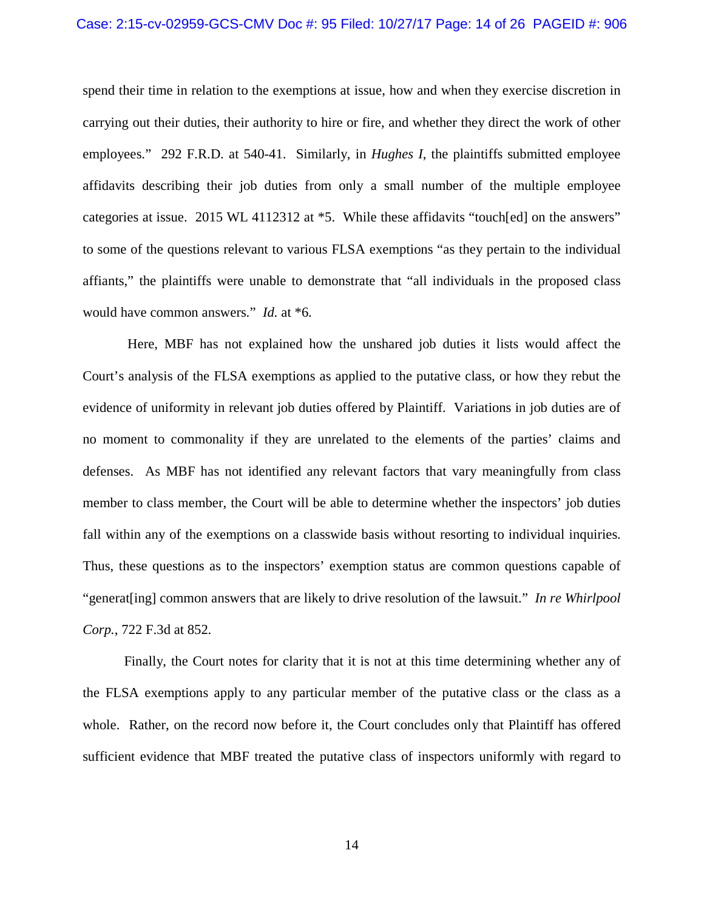spend their time in relation to the exemptions at issue, how and when they exercise discretion in carrying out their duties, their authority to hire or fire, and whether they direct the work of other employees." 292 F.R.D. at 540-41. Similarly, in *Hughes I*, the plaintiffs submitted employee affidavits describing their job duties from only a small number of the multiple employee categories at issue. 2015 WL 4112312 at *5. While these affidavits "touch[ed] on the answers" to some of the questions relevant to various FLSA exemptions "as they pertain to the individual affiants," the plaintiffs were unable to demonstrate that "all individuals in the proposed class would have common answers." *Id.* at *6.

Here, MBF has not explained how the unshared job duties it lists would affect the Court's analysis of the FLSA exemptions as applied to the putative class, or how they rebut the evidence of uniformity in relevant job duties offered by Plaintiff. Variations in job duties are of no moment to commonality if they are unrelated to the elements of the parties' claims and defenses. As MBF has not identified any relevant factors that vary meaningfully from class member to class member, the Court will be able to determine whether the inspectors' job duties fall within any of the exemptions on a classwide basis without resorting to individual inquiries. Thus, these questions as to the inspectors' exemption status are common questions capable of "generat[ing] common answers that are likely to drive resolution of the lawsuit." *In re Whirlpool Corp.*, 722 F.3d at 852.

Finally, the Court notes for clarity that it is not at this time determining whether any of the FLSA exemptions apply to any particular member of the putative class or the class as a whole. Rather, on the record now before it, the Court concludes only that Plaintiff has offered sufficient evidence that MBF treated the putative class of inspectors uniformly with regard to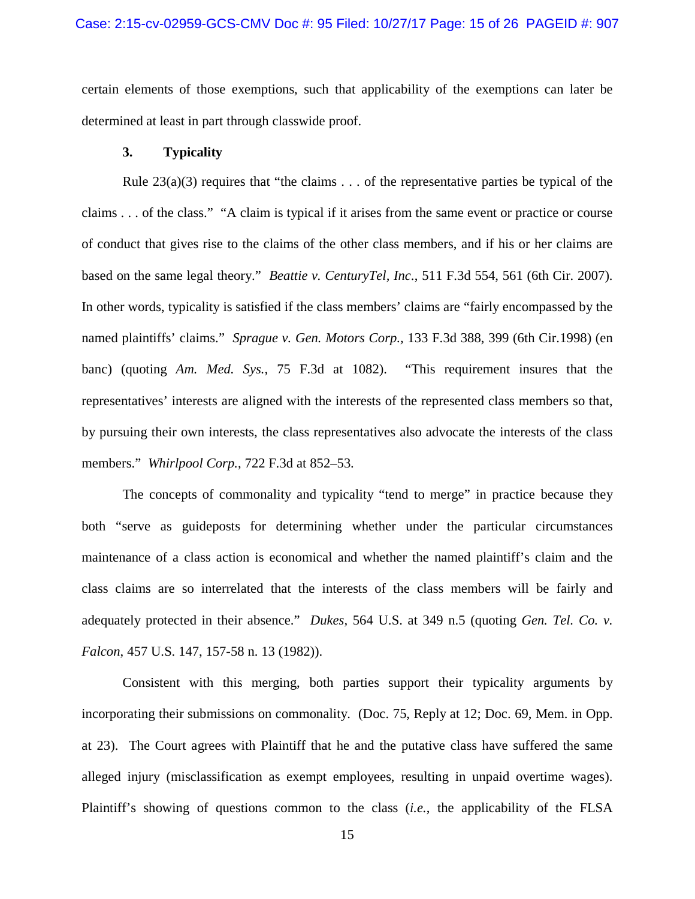certain elements of those exemptions, such that applicability of the exemptions can later be determined at least in part through classwide proof.

### 3. Typicality

Rule 23(a)(3) requires that "the claims . . . of the representative parties be typical of the claims . . . of the class." "A claim is typical if it arises from the same event or practice or course of conduct that gives rise to the claims of the other class members, and if his or her claims are based on the same legal theory." *Beattie v. CenturyTel, Inc.*, 511 F.3d 554, 561 (6th Cir. 2007). In other words, typicality is satisfied if the class members' claims are "fairly encompassed by the named plaintiffs' claims." *Sprague v. Gen. Motors Corp.*, 133 F.3d 388, 399 (6th Cir.1998) (en banc) (quoting *Am. Med. Sys.*, 75 F.3d at 1082). "This requirement insures that the representatives' interests are aligned with the interests of the represented class members so that, by pursuing their own interests, the class representatives also advocate the interests of the class members." *Whirlpool Corp.*, 722 F.3d at 852–53.

The concepts of commonality and typicality "tend to merge" in practice because they both "serve as guideposts for determining whether under the particular circumstances maintenance of a class action is economical and whether the named plaintiff's claim and the class claims are so interrelated that the interests of the class members will be fairly and adequately protected in their absence." *Dukes*, 564 U.S. at 349 n.5 (quoting *Gen. Tel. Co. v. Falcon*, 457 U.S. 147, 157-58 n. 13 (1982)).

Consistent with this merging, both parties support their typicality arguments by incorporating their submissions on commonality. (Doc. 75, Reply at 12; Doc. 69, Mem. in Opp. at 23). The Court agrees with Plaintiff that he and the putative class have suffered the same alleged injury (misclassification as exempt employees, resulting in unpaid overtime wages). Plaintiff's showing of questions common to the class (*i.e.*, the applicability of the FLSA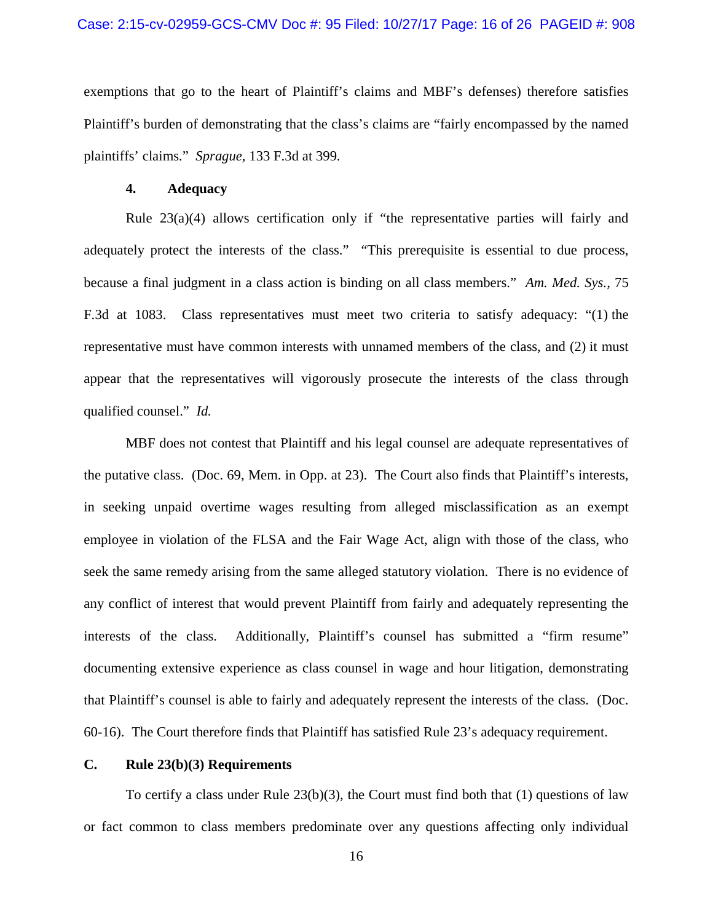exemptions that go to the heart of Plaintiff's claims and MBF's defenses) therefore satisfies Plaintiff's burden of demonstrating that the class's claims are "fairly encompassed by the named plaintiffs' claims." *Sprague*, 133 F.3d at 399.

#### 4. Adequacy

Rule 23(a)(4) allows certification only if "the representative parties will fairly and adequately protect the interests of the class." "This prerequisite is essential to due process, because a final judgment in a class action is binding on all class members." *Am. Med. Sys.*, 75 F.3d at 1083. Class representatives must meet two criteria to satisfy adequacy: "(1) the representative must have common interests with unnamed members of the class, and (2) it must appear that the representatives will vigorously prosecute the interests of the class through qualified counsel." *Id.*

MBF does not contest that Plaintiff and his legal counsel are adequate representatives of the putative class. (Doc. 69, Mem. in Opp. at 23). The Court also finds that Plaintiff's interests, in seeking unpaid overtime wages resulting from alleged misclassification as an exempt employee in violation of the FLSA and the Fair Wage Act, align with those of the class, who seek the same remedy arising from the same alleged statutory violation. There is no evidence of any conflict of interest that would prevent Plaintiff from fairly and adequately representing the interests of the class. Additionally, Plaintiff's counsel has submitted a "firm resume" documenting extensive experience as class counsel in wage and hour litigation, demonstrating that Plaintiff's counsel is able to fairly and adequately represent the interests of the class. (Doc. 60-16). The Court therefore finds that Plaintiff has satisfied Rule 23's adequacy requirement.

### C. Rule 23(b)(3) Requirements

To certify a class under Rule 23(b)(3), the Court must find both that (1) questions of law or fact common to class members predominate over any questions affecting only individual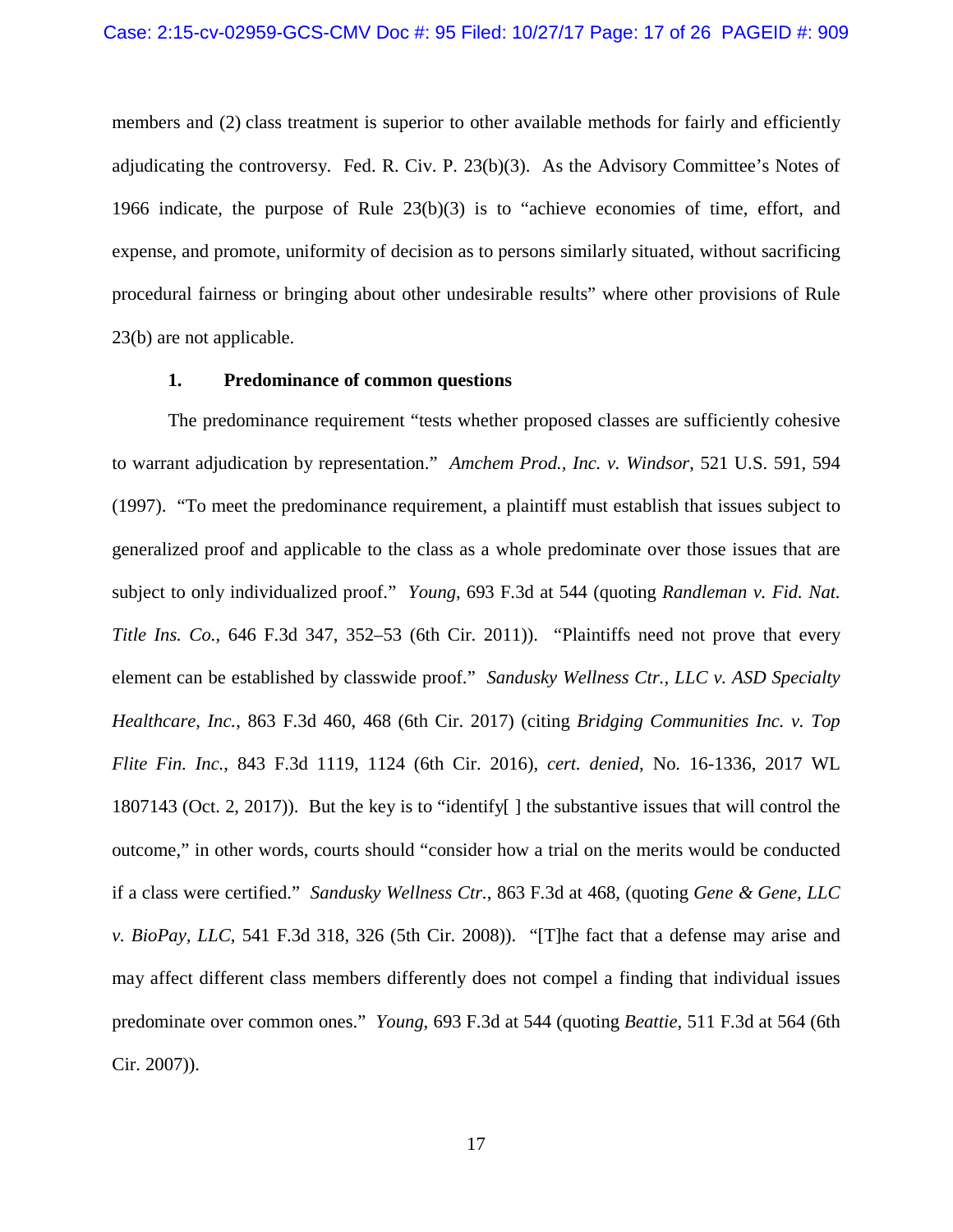members and (2) class treatment is superior to other available methods for fairly and efficiently adjudicating the controversy. Fed. R. Civ. P. 23(b)(3). As the Advisory Committee's Notes of 1966 indicate, the purpose of Rule 23(b)(3) is to "achieve economies of time, effort, and expense, and promote, uniformity of decision as to persons similarly situated, without sacrificing procedural fairness or bringing about other undesirable results" where other provisions of Rule 23(b) are not applicable.

**1. Predominance of common questions**

The predominance requirement "tests whether proposed classes are sufficiently cohesive to warrant adjudication by representation." *Amchem Prod., Inc. v. Windsor*, 521 U.S. 591, 594 (1997). "To meet the predominance requirement, a plaintiff must establish that issues subject to generalized proof and applicable to the class as a whole predominate over those issues that are subject to only individualized proof." *Young*, 693 F.3d at 544 (quoting *Randleman v. Fid. Nat. Title Ins. Co.*, 646 F.3d 347, 352–53 (6th Cir. 2011)). "Plaintiffs need not prove that every element can be established by classwide proof." *Sandusky Wellness Ctr., LLC v. ASD Specialty Healthcare, Inc.*, 863 F.3d 460, 468 (6th Cir. 2017) (citing *Bridging Communities Inc. v. Top Flite Fin. Inc.*, 843 F.3d 1119, 1124 (6th Cir. 2016), *cert. denied*, No. 16-1336, 2017 WL 1807143 (Oct. 2, 2017)). But the key is to "identify[ ] the substantive issues that will control the outcome," in other words, courts should "consider how a trial on the merits would be conducted if a class were certified." *Sandusky Wellness Ctr.*, 863 F.3d at 468, (quoting *Gene & Gene, LLC v. BioPay, LLC*, 541 F.3d 318, 326 (5th Cir. 2008)). "[T]he fact that a defense may arise and may affect different class members differently does not compel a finding that individual issues predominate over common ones." *Young*, 693 F.3d at 544 (quoting *Beattie*, 511 F.3d at 564 (6th Cir. 2007)).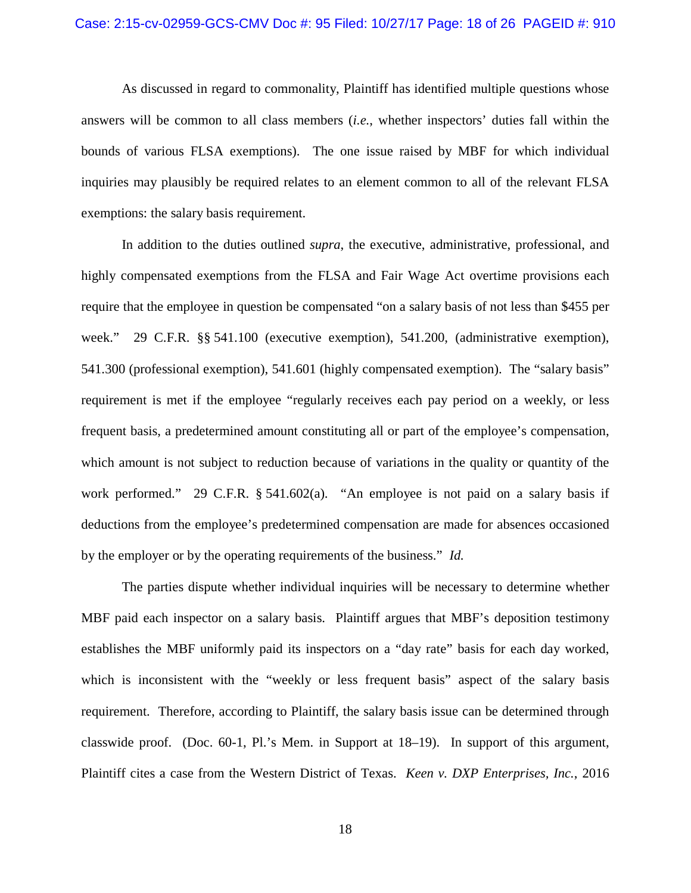As discussed in regard to commonality, Plaintiff has identified multiple questions whose answers will be common to all class members (*i.e.*, whether inspectors' duties fall within the bounds of various FLSA exemptions). The one issue raised by MBF for which individual inquiries may plausibly be required relates to an element common to all of the relevant FLSA exemptions: the salary basis requirement.

In addition to the duties outlined *supra*, the executive, administrative, professional, and highly compensated exemptions from the FLSA and Fair Wage Act overtime provisions each require that the employee in question be compensated "on a salary basis of not less than $455 per week." 29 C.F.R. §§ 541.100 (executive exemption), 541.200, (administrative exemption), 541.300 (professional exemption), 541.601 (highly compensated exemption). The "salary basis" requirement is met if the employee "regularly receives each pay period on a weekly, or less frequent basis, a predetermined amount constituting all or part of the employee's compensation, which amount is not subject to reduction because of variations in the quality or quantity of the work performed." 29 C.F.R. § 541.602(a). "An employee is not paid on a salary basis if deductions from the employee's predetermined compensation are made for absences occasioned by the employer or by the operating requirements of the business." *Id.*

The parties dispute whether individual inquiries will be necessary to determine whether MBF paid each inspector on a salary basis. Plaintiff argues that MBF's deposition testimony establishes the MBF uniformly paid its inspectors on a "day rate" basis for each day worked, which is inconsistent with the "weekly or less frequent basis" aspect of the salary basis requirement. Therefore, according to Plaintiff, the salary basis issue can be determined through classwide proof. (Doc. 60-1, Pl.'s Mem. in Support at 18–19). In support of this argument, Plaintiff cites a case from the Western District of Texas. *Keen v. DXP Enterprises, Inc.*, 2016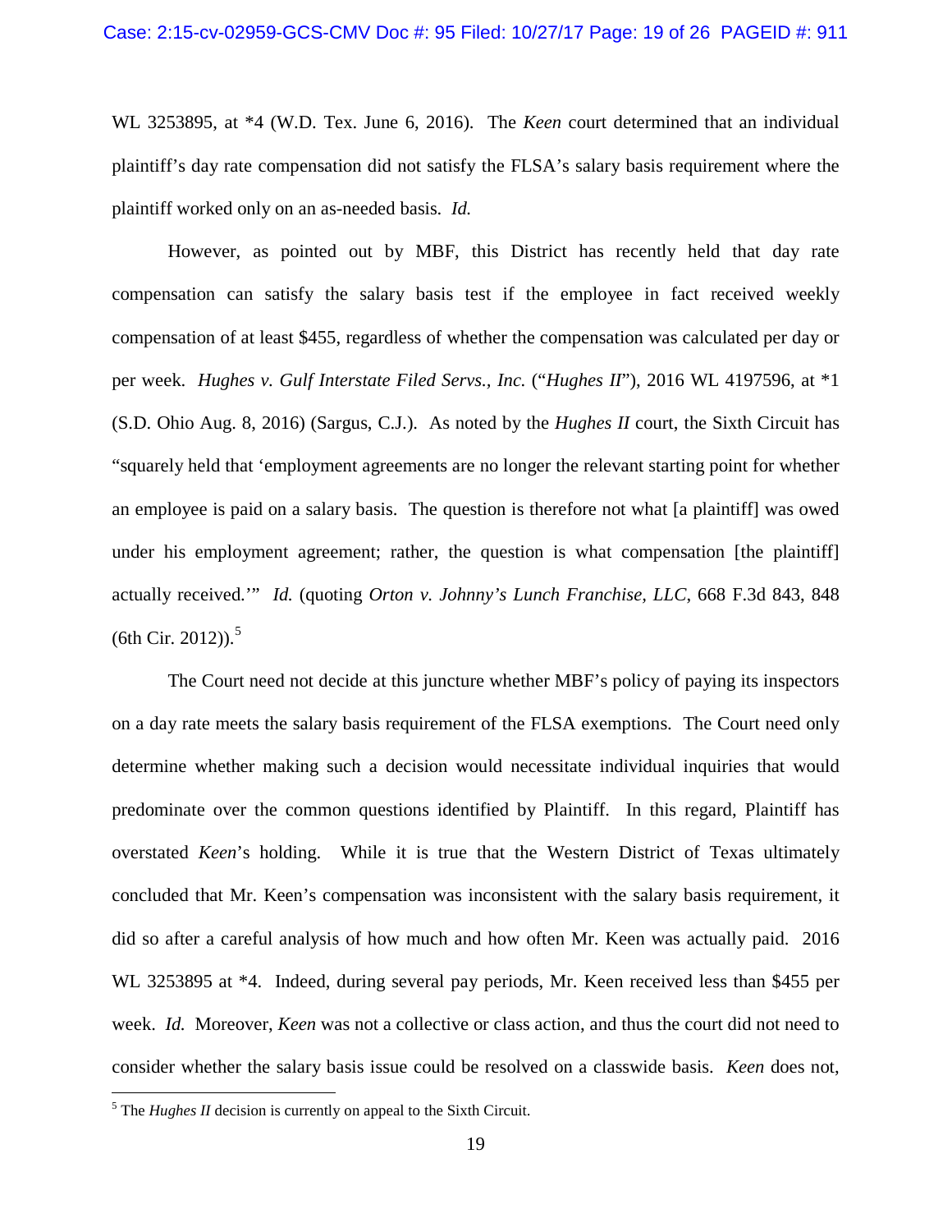WL 3253895, at *4 (W.D. Tex. June 6, 2016). The *Keen* court determined that an individual plaintiff's day rate compensation did not satisfy the FLSA's salary basis requirement where the plaintiff worked only on an as-needed basis. *Id.*

However, as pointed out by MBF, this District has recently held that day rate compensation can satisfy the salary basis test if the employee in fact received weekly compensation of at least $455, regardless of whether the compensation was calculated per day or per week. *Hughes v. Gulf Interstate Filed Servs., Inc.* ("*Hughes II*"), 2016 WL 4197596, at *1 (S.D. Ohio Aug. 8, 2016) (Sargus, C.J.). As noted by the *Hughes II* court, the Sixth Circuit has "squarely held that 'employment agreements are no longer the relevant starting point for whether an employee is paid on a salary basis. The question is therefore not what [a plaintiff] was owed under his employment agreement; rather, the question is what compensation [the plaintiff] actually received.'" *Id.* (quoting *Orton v. Johnny's Lunch Franchise, LLC*, 668 F.3d 843, 848 (6th Cir. 2012)).[5]

The Court need not decide at this juncture whether MBF's policy of paying its inspectors on a day rate meets the salary basis requirement of the FLSA exemptions. The Court need only determine whether making such a decision would necessitate individual inquiries that would predominate over the common questions identified by Plaintiff. In this regard, Plaintiff has overstated *Keen*'s holding. While it is true that the Western District of Texas ultimately concluded that Mr. Keen's compensation was inconsistent with the salary basis requirement, it did so after a careful analysis of how much and how often Mr. Keen was actually paid. 2016 WL 3253895 at *4. Indeed, during several pay periods, Mr. Keen received less than $455 per week. *Id.* Moreover, *Keen* was not a collective or class action, and thus the court did not need to consider whether the salary basis issue could be resolved on a classwide basis. *Keen* does not,

[5] The *Hughes II* decision is currently on appeal to the Sixth Circuit.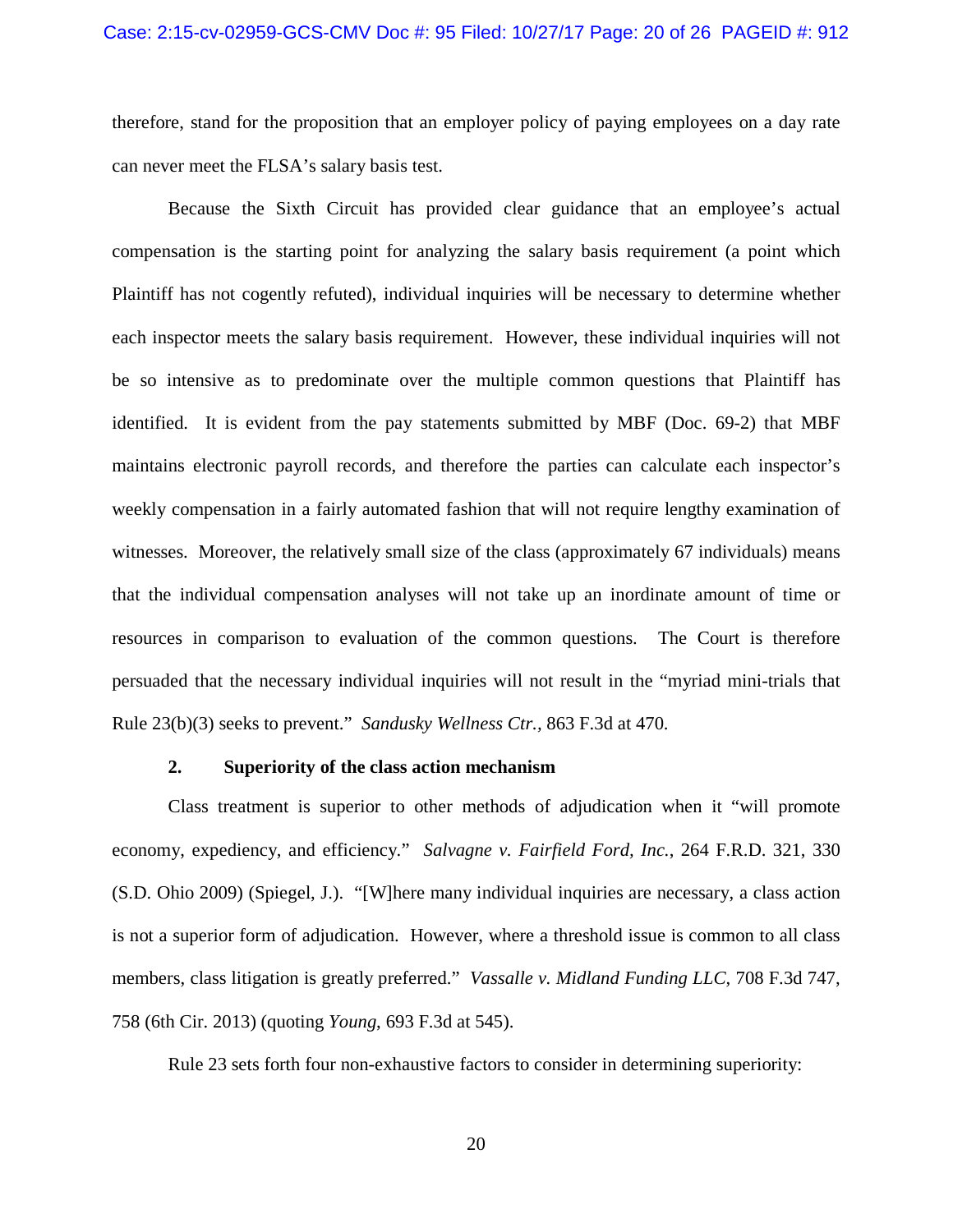therefore, stand for the proposition that an employer policy of paying employees on a day rate can never meet the FLSA's salary basis test.

Because the Sixth Circuit has provided clear guidance that an employee's actual compensation is the starting point for analyzing the salary basis requirement (a point which Plaintiff has not cogently refuted), individual inquiries will be necessary to determine whether each inspector meets the salary basis requirement. However, these individual inquiries will not be so intensive as to predominate over the multiple common questions that Plaintiff has identified. It is evident from the pay statements submitted by MBF (Doc. 69-2) that MBF maintains electronic payroll records, and therefore the parties can calculate each inspector's weekly compensation in a fairly automated fashion that will not require lengthy examination of witnesses. Moreover, the relatively small size of the class (approximately 67 individuals) means that the individual compensation analyses will not take up an inordinate amount of time or resources in comparison to evaluation of the common questions. The Court is therefore persuaded that the necessary individual inquiries will not result in the "myriad mini-trials that Rule 23(b)(3) seeks to prevent." *Sandusky Wellness Ctr.*, 863 F.3d at 470.

**2. Superiority of the class action mechanism**

Class treatment is superior to other methods of adjudication when it "will promote economy, expediency, and efficiency." *Salvagne v. Fairfield Ford, Inc.*, 264 F.R.D. 321, 330 (S.D. Ohio 2009) (Spiegel, J.). "[W]here many individual inquiries are necessary, a class action is not a superior form of adjudication. However, where a threshold issue is common to all class members, class litigation is greatly preferred." *Vassalle v. Midland Funding LLC*, 708 F.3d 747, 758 (6th Cir. 2013) (quoting *Young*, 693 F.3d at 545).

Rule 23 sets forth four non-exhaustive factors to consider in determining superiority: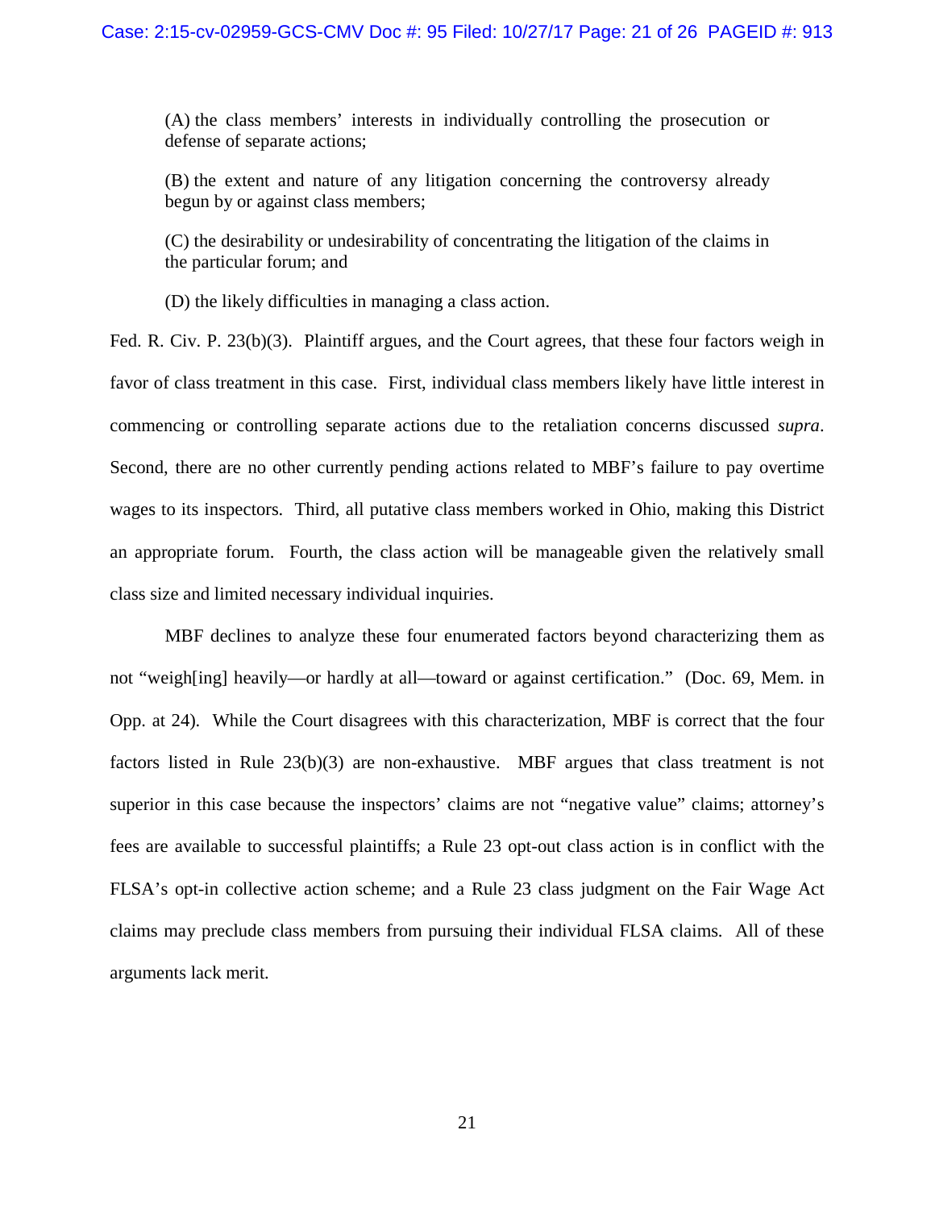> (A) the class members' interests in individually controlling the prosecution or defense of separate actions;
>
> (B) the extent and nature of any litigation concerning the controversy already begun by or against class members;
>
> (C) the desirability or undesirability of concentrating the litigation of the claims in the particular forum; and
>
> (D) the likely difficulties in managing a class action.

Fed. R. Civ. P. 23(b)(3). Plaintiff argues, and the Court agrees, that these four factors weigh in favor of class treatment in this case. First, individual class members likely have little interest in commencing or controlling separate actions due to the retaliation concerns discussed *supra*. Second, there are no other currently pending actions related to MBF's failure to pay overtime wages to its inspectors. Third, all putative class members worked in Ohio, making this District an appropriate forum. Fourth, the class action will be manageable given the relatively small class size and limited necessary individual inquiries.

MBF declines to analyze these four enumerated factors beyond characterizing them as not "weigh[ing] heavily—or hardly at all—toward or against certification." (Doc. 69, Mem. in Opp. at 24). While the Court disagrees with this characterization, MBF is correct that the four factors listed in Rule 23(b)(3) are non-exhaustive. MBF argues that class treatment is not superior in this case because the inspectors' claims are not "negative value" claims; attorney's fees are available to successful plaintiffs; a Rule 23 opt-out class action is in conflict with the FLSA's opt-in collective action scheme; and a Rule 23 class judgment on the Fair Wage Act claims may preclude class members from pursuing their individual FLSA claims. All of these arguments lack merit.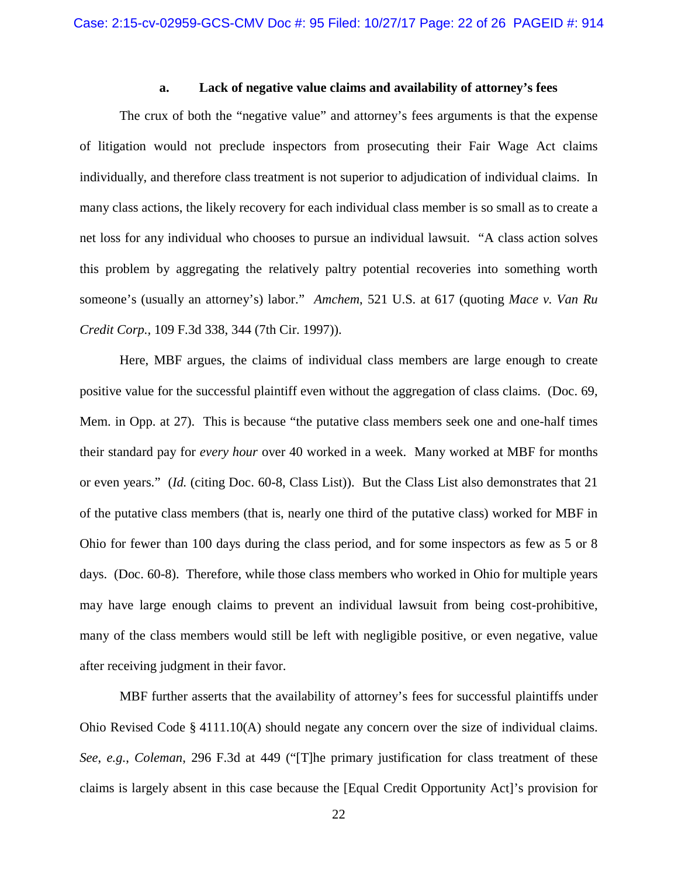#### a. Lack of negative value claims and availability of attorney's fees

The crux of both the "negative value" and attorney's fees arguments is that the expense of litigation would not preclude inspectors from prosecuting their Fair Wage Act claims individually, and therefore class treatment is not superior to adjudication of individual claims. In many class actions, the likely recovery for each individual class member is so small as to create a net loss for any individual who chooses to pursue an individual lawsuit. "A class action solves this problem by aggregating the relatively paltry potential recoveries into something worth someone's (usually an attorney's) labor." *Amchem*, 521 U.S. at 617 (quoting *Mace v. Van Ru Credit Corp.*, 109 F.3d 338, 344 (7th Cir. 1997)).

Here, MBF argues, the claims of individual class members are large enough to create positive value for the successful plaintiff even without the aggregation of class claims. (Doc. 69, Mem. in Opp. at 27). This is because "the putative class members seek one and one-half times their standard pay for *every hour* over 40 worked in a week. Many worked at MBF for months or even years." (*Id.* (citing Doc. 60-8, Class List)). But the Class List also demonstrates that 21 of the putative class members (that is, nearly one third of the putative class) worked for MBF in Ohio for fewer than 100 days during the class period, and for some inspectors as few as 5 or 8 days. (Doc. 60-8). Therefore, while those class members who worked in Ohio for multiple years may have large enough claims to prevent an individual lawsuit from being cost-prohibitive, many of the class members would still be left with negligible positive, or even negative, value after receiving judgment in their favor.

MBF further asserts that the availability of attorney's fees for successful plaintiffs under Ohio Revised Code § 4111.10(A) should negate any concern over the size of individual claims. *See, e.g.*, *Coleman*, 296 F.3d at 449 ("[T]he primary justification for class treatment of these claims is largely absent in this case because the [Equal Credit Opportunity Act]'s provision for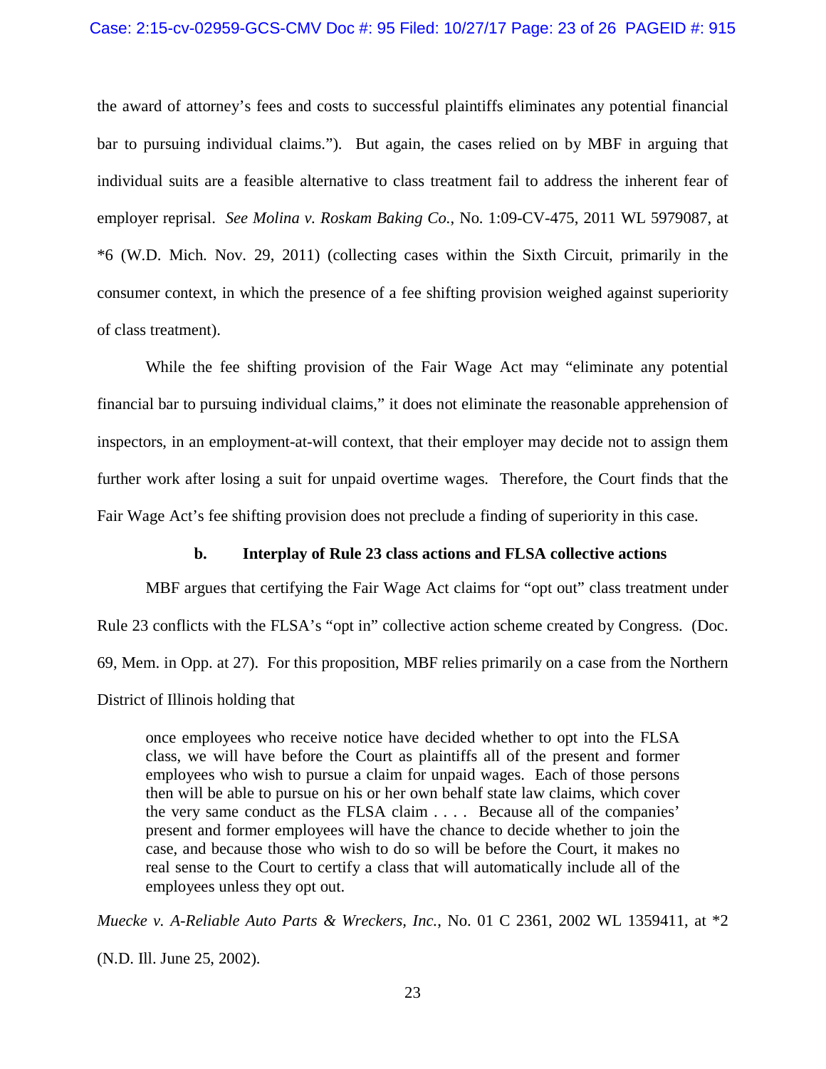the award of attorney's fees and costs to successful plaintiffs eliminates any potential financial bar to pursuing individual claims."). But again, the cases relied on by MBF in arguing that individual suits are a feasible alternative to class treatment fail to address the inherent fear of employer reprisal. *See Molina v. Roskam Baking Co.*, No. 1:09-CV-475, 2011 WL 5979087, at *6 (W.D. Mich. Nov. 29, 2011) (collecting cases within the Sixth Circuit, primarily in the consumer context, in which the presence of a fee shifting provision weighed against superiority of class treatment).

While the fee shifting provision of the Fair Wage Act may "eliminate any potential financial bar to pursuing individual claims," it does not eliminate the reasonable apprehension of inspectors, in an employment-at-will context, that their employer may decide not to assign them further work after losing a suit for unpaid overtime wages. Therefore, the Court finds that the Fair Wage Act's fee shifting provision does not preclude a finding of superiority in this case.

**b. Interplay of Rule 23 class actions and FLSA collective actions**

MBF argues that certifying the Fair Wage Act claims for "opt out" class treatment under Rule 23 conflicts with the FLSA's "opt in" collective action scheme created by Congress. (Doc. 69, Mem. in Opp. at 27). For this proposition, MBF relies primarily on a case from the Northern District of Illinois holding that

> once employees who receive notice have decided whether to opt into the FLSA class, we will have before the Court as plaintiffs all of the present and former employees who wish to pursue a claim for unpaid wages. Each of those persons then will be able to pursue on his or her own behalf state law claims, which cover the very same conduct as the FLSA claim . . . . Because all of the companies' present and former employees will have the chance to decide whether to join the case, and because those who wish to do so will be before the Court, it makes no real sense to the Court to certify a class that will automatically include all of the employees unless they opt out.

*Muecke v. A-Reliable Auto Parts & Wreckers, Inc.*, No. 01 C 2361, 2002 WL 1359411, at *2 (N.D. Ill. June 25, 2002).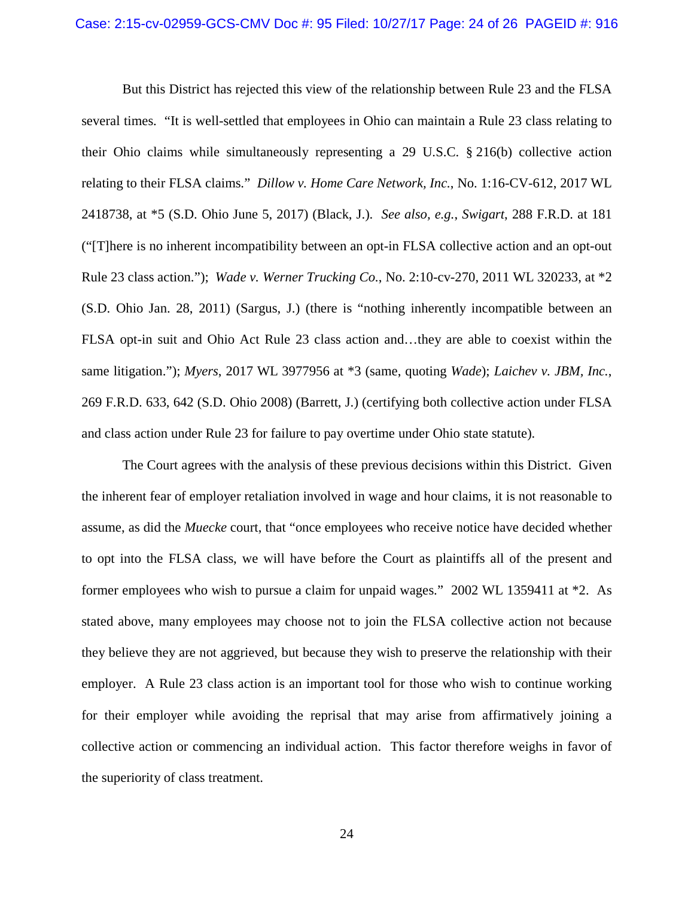But this District has rejected this view of the relationship between Rule 23 and the FLSA several times. "It is well-settled that employees in Ohio can maintain a Rule 23 class relating to their Ohio claims while simultaneously representing a 29 U.S.C. § 216(b) collective action relating to their FLSA claims." *Dillow v. Home Care Network, Inc.*, No. 1:16-CV-612, 2017 WL 2418738, at *5 (S.D. Ohio June 5, 2017) (Black, J.). *See also, e.g.*, *Swigart*, 288 F.R.D. at 181 ("[T]here is no inherent incompatibility between an opt-in FLSA collective action and an opt-out Rule 23 class action."); *Wade v. Werner Trucking Co.*, No. 2:10-cv-270, 2011 WL 320233, at *2 (S.D. Ohio Jan. 28, 2011) (Sargus, J.) (there is "nothing inherently incompatible between an FLSA opt-in suit and Ohio Act Rule 23 class action and…they are able to coexist within the same litigation."); *Myers*, 2017 WL 3977956 at *3 (same, quoting *Wade*); *Laichev v. JBM, Inc.*, 269 F.R.D. 633, 642 (S.D. Ohio 2008) (Barrett, J.) (certifying both collective action under FLSA and class action under Rule 23 for failure to pay overtime under Ohio state statute).

The Court agrees with the analysis of these previous decisions within this District. Given the inherent fear of employer retaliation involved in wage and hour claims, it is not reasonable to assume, as did the *Muecke* court, that "once employees who receive notice have decided whether to opt into the FLSA class, we will have before the Court as plaintiffs all of the present and former employees who wish to pursue a claim for unpaid wages." 2002 WL 1359411 at *2. As stated above, many employees may choose not to join the FLSA collective action not because they believe they are not aggrieved, but because they wish to preserve the relationship with their employer. A Rule 23 class action is an important tool for those who wish to continue working for their employer while avoiding the reprisal that may arise from affirmatively joining a collective action or commencing an individual action. This factor therefore weighs in favor of the superiority of class treatment.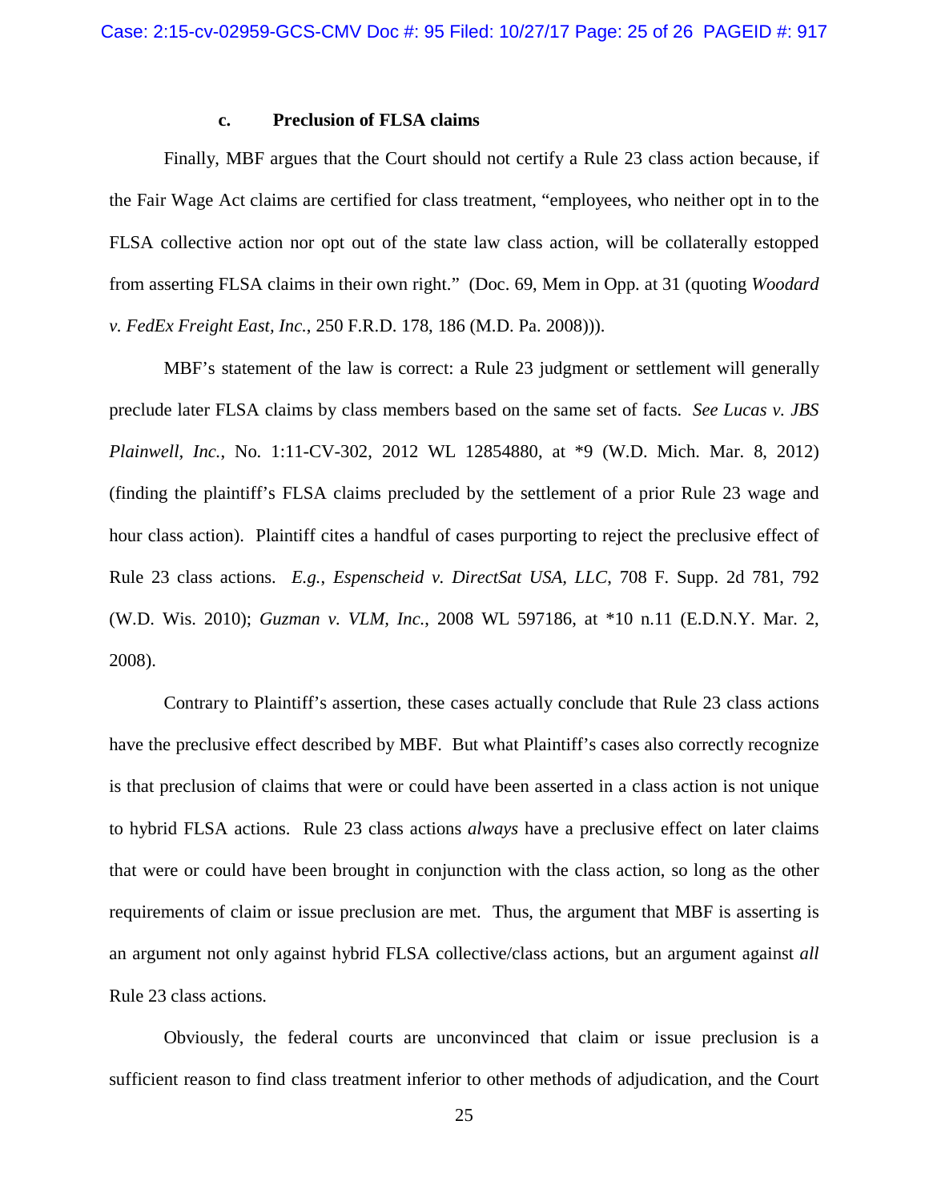### c. Preclusion of FLSA claims

Finally, MBF argues that the Court should not certify a Rule 23 class action because, if the Fair Wage Act claims are certified for class treatment, "employees, who neither opt in to the FLSA collective action nor opt out of the state law class action, will be collaterally estopped from asserting FLSA claims in their own right." (Doc. 69, Mem in Opp. at 31 (quoting *Woodard v. FedEx Freight East, Inc.*, 250 F.R.D. 178, 186 (M.D. Pa. 2008))).

MBF's statement of the law is correct: a Rule 23 judgment or settlement will generally preclude later FLSA claims by class members based on the same set of facts. *See Lucas v. JBS Plainwell, Inc.*, No. 1:11-CV-302, 2012 WL 12854880, at *9 (W.D. Mich. Mar. 8, 2012) (finding the plaintiff's FLSA claims precluded by the settlement of a prior Rule 23 wage and hour class action). Plaintiff cites a handful of cases purporting to reject the preclusive effect of Rule 23 class actions. *E.g.*, *Espenscheid v. DirectSat USA, LLC*, 708 F. Supp. 2d 781, 792 (W.D. Wis. 2010); *Guzman v. VLM, Inc.*, 2008 WL 597186, at *10 n.11 (E.D.N.Y. Mar. 2, 2008).

Contrary to Plaintiff's assertion, these cases actually conclude that Rule 23 class actions have the preclusive effect described by MBF. But what Plaintiff's cases also correctly recognize is that preclusion of claims that were or could have been asserted in a class action is not unique to hybrid FLSA actions. Rule 23 class actions *always* have a preclusive effect on later claims that were or could have been brought in conjunction with the class action, so long as the other requirements of claim or issue preclusion are met. Thus, the argument that MBF is asserting is an argument not only against hybrid FLSA collective/class actions, but an argument against *all* Rule 23 class actions.

Obviously, the federal courts are unconvinced that claim or issue preclusion is a sufficient reason to find class treatment inferior to other methods of adjudication, and the Court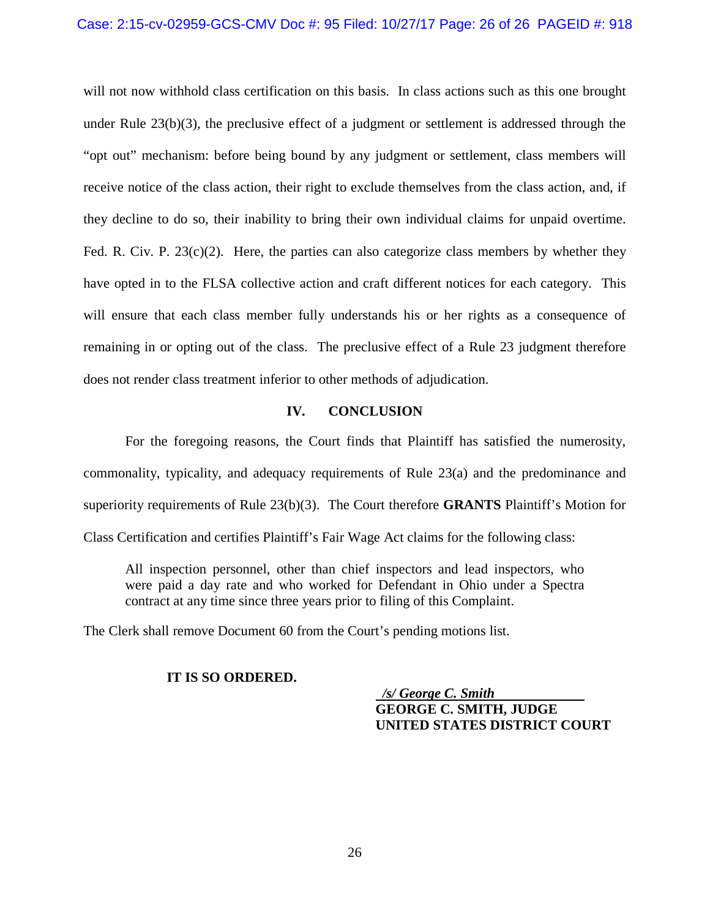will not now withhold class certification on this basis. In class actions such as this one brought under Rule 23(b)(3), the preclusive effect of a judgment or settlement is addressed through the "opt out" mechanism: before being bound by any judgment or settlement, class members will receive notice of the class action, their right to exclude themselves from the class action, and, if they decline to do so, their inability to bring their own individual claims for unpaid overtime. Fed. R. Civ. P. 23(c)(2). Here, the parties can also categorize class members by whether they have opted in to the FLSA collective action and craft different notices for each category. This will ensure that each class member fully understands his or her rights as a consequence of remaining in or opting out of the class. The preclusive effect of a Rule 23 judgment therefore does not render class treatment inferior to other methods of adjudication.

## IV. CONCLUSION

For the foregoing reasons, the Court finds that Plaintiff has satisfied the numerosity, commonality, typicality, and adequacy requirements of Rule 23(a) and the predominance and superiority requirements of Rule 23(b)(3). The Court therefore **GRANTS** Plaintiff's Motion for Class Certification and certifies Plaintiff's Fair Wage Act claims for the following class:

> All inspection personnel, other than chief inspectors and lead inspectors, who were paid a day rate and who worked for Defendant in Ohio under a Spectra contract at any time since three years prior to filing of this Complaint.

The Clerk shall remove Document 60 from the Court's pending motions list.

**IT IS SO ORDERED.**

***/s/ George C. Smith***
**GEORGE C. SMITH, JUDGE**
**UNITED STATES DISTRICT COURT**